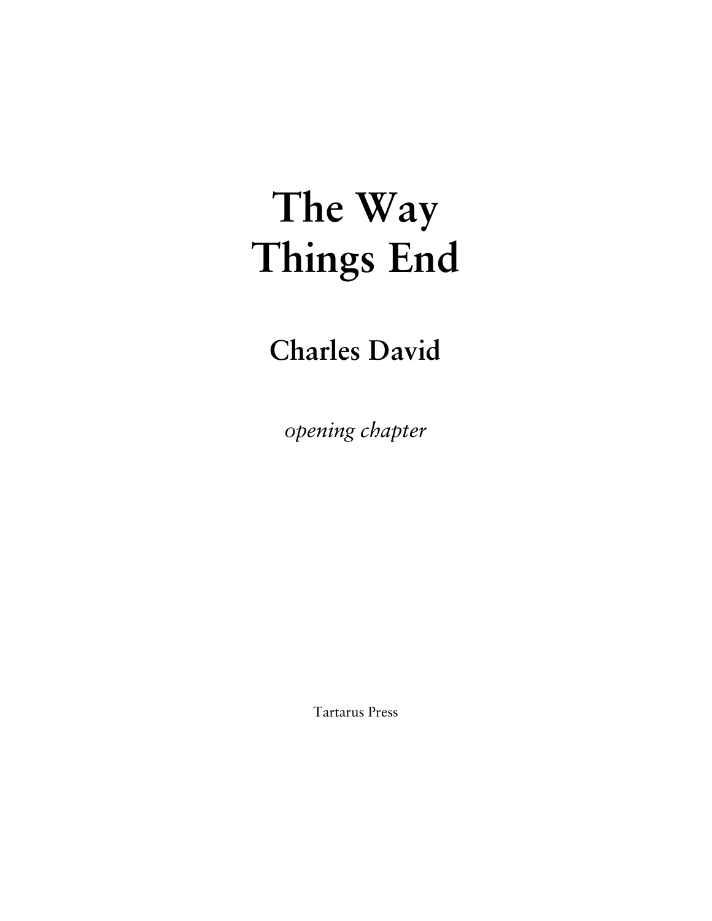# The Way Things End

## Charles David

*opening chapter*

Tartarus Press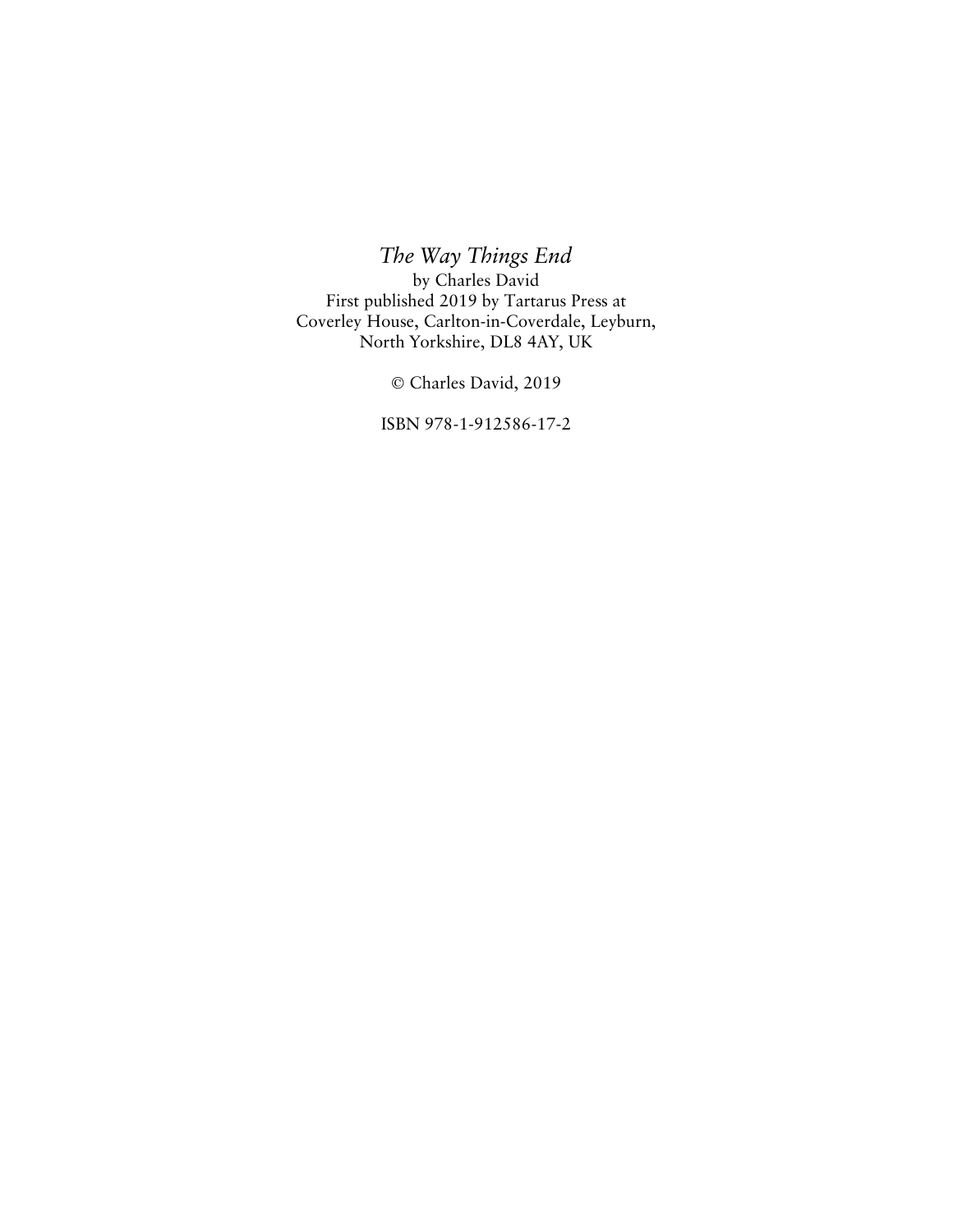*The Way Things End*
by Charles David
First published 2019 by Tartarus Press at
Coverley House, Carlton-in-Coverdale, Leyburn,
North Yorkshire, DL8 4AY, UK

© Charles David, 2019

ISBN 978-1-912586-17-2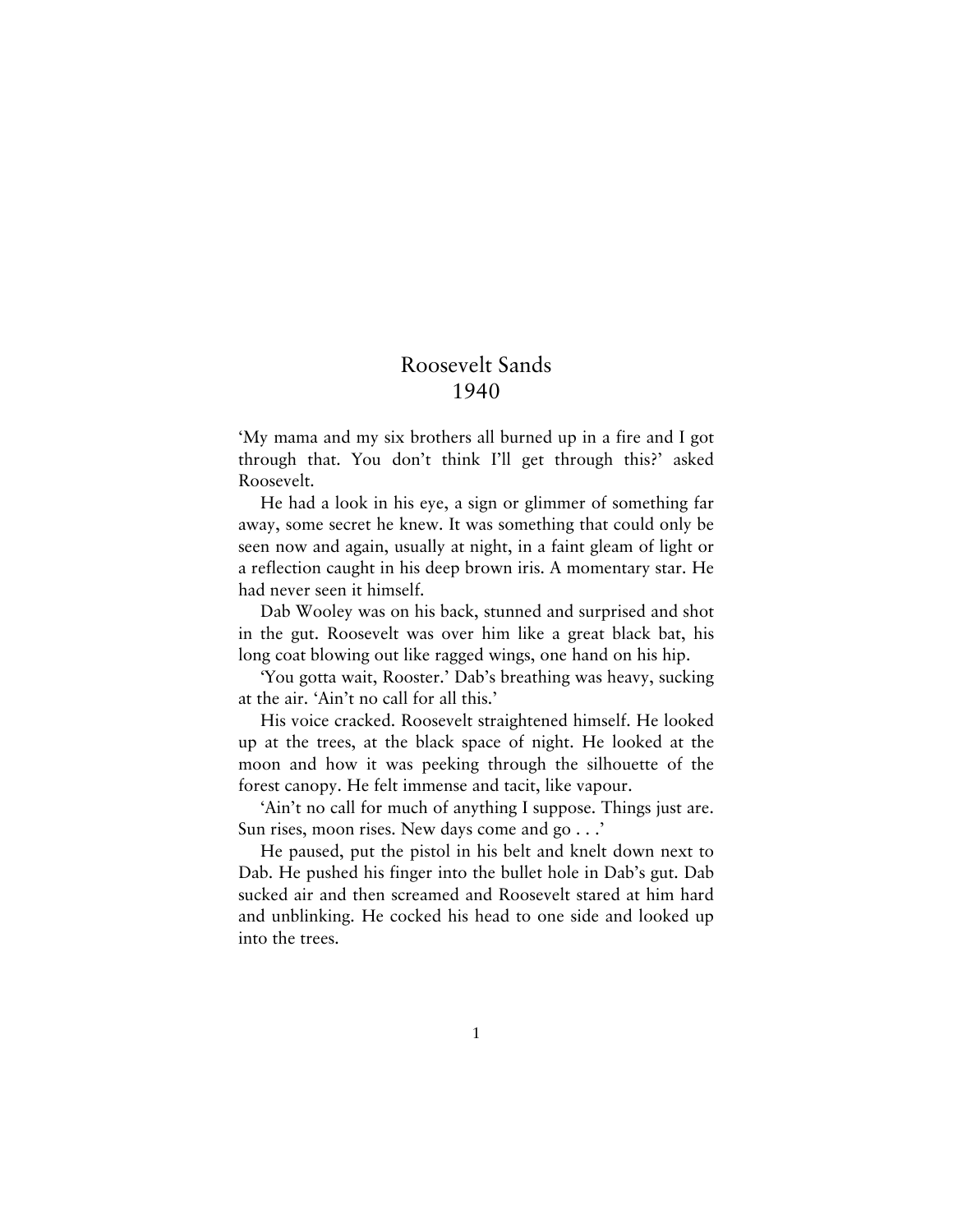# Roosevelt Sands
# 1940

'My mama and my six brothers all burned up in a fire and I got through that. You don't think I'll get through this?' asked Roosevelt.

He had a look in his eye, a sign or glimmer of something far away, some secret he knew. It was something that could only be seen now and again, usually at night, in a faint gleam of light or a reflection caught in his deep brown iris. A momentary star. He had never seen it himself.

Dab Wooley was on his back, stunned and surprised and shot in the gut. Roosevelt was over him like a great black bat, his long coat blowing out like ragged wings, one hand on his hip.

'You gotta wait, Rooster.' Dab's breathing was heavy, sucking at the air. 'Ain't no call for all this.'

His voice cracked. Roosevelt straightened himself. He looked up at the trees, at the black space of night. He looked at the moon and how it was peeking through the silhouette of the forest canopy. He felt immense and tacit, like vapour.

'Ain't no call for much of anything I suppose. Things just are. Sun rises, moon rises. New days come and go . . .'

He paused, put the pistol in his belt and knelt down next to Dab. He pushed his finger into the bullet hole in Dab's gut. Dab sucked air and then screamed and Roosevelt stared at him hard and unblinking. He cocked his head to one side and looked up into the trees.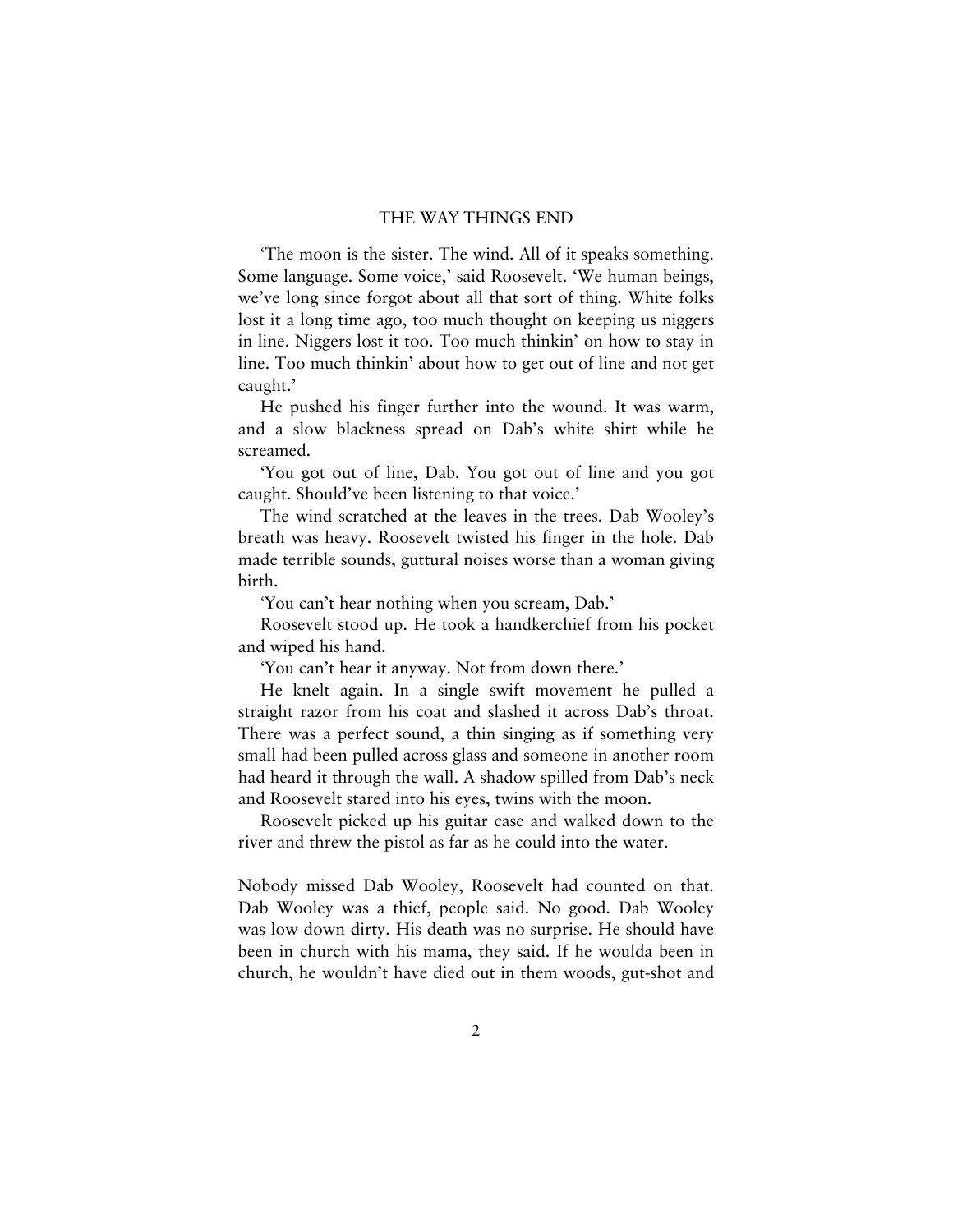# THE WAY THINGS END

'The moon is the sister. The wind. All of it speaks something. Some language. Some voice,' said Roosevelt. 'We human beings, we've long since forgot about all that sort of thing. White folks lost it a long time ago, too much thought on keeping us niggers in line. Niggers lost it too. Too much thinkin' on how to stay in line. Too much thinkin' about how to get out of line and not get caught.'

He pushed his finger further into the wound. It was warm, and a slow blackness spread on Dab's white shirt while he screamed.

'You got out of line, Dab. You got out of line and you got caught. Should've been listening to that voice.'

The wind scratched at the leaves in the trees. Dab Wooley's breath was heavy. Roosevelt twisted his finger in the hole. Dab made terrible sounds, guttural noises worse than a woman giving birth.

'You can't hear nothing when you scream, Dab.'

Roosevelt stood up. He took a handkerchief from his pocket and wiped his hand.

'You can't hear it anyway. Not from down there.'

He knelt again. In a single swift movement he pulled a straight razor from his coat and slashed it across Dab's throat. There was a perfect sound, a thin singing as if something very small had been pulled across glass and someone in another room had heard it through the wall. A shadow spilled from Dab's neck and Roosevelt stared into his eyes, twins with the moon.

Roosevelt picked up his guitar case and walked down to the river and threw the pistol as far as he could into the water.

Nobody missed Dab Wooley, Roosevelt had counted on that. Dab Wooley was a thief, people said. No good. Dab Wooley was low down dirty. His death was no surprise. He should have been in church with his mama, they said. If he woulda been in church, he wouldn't have died out in them woods, gut-shot and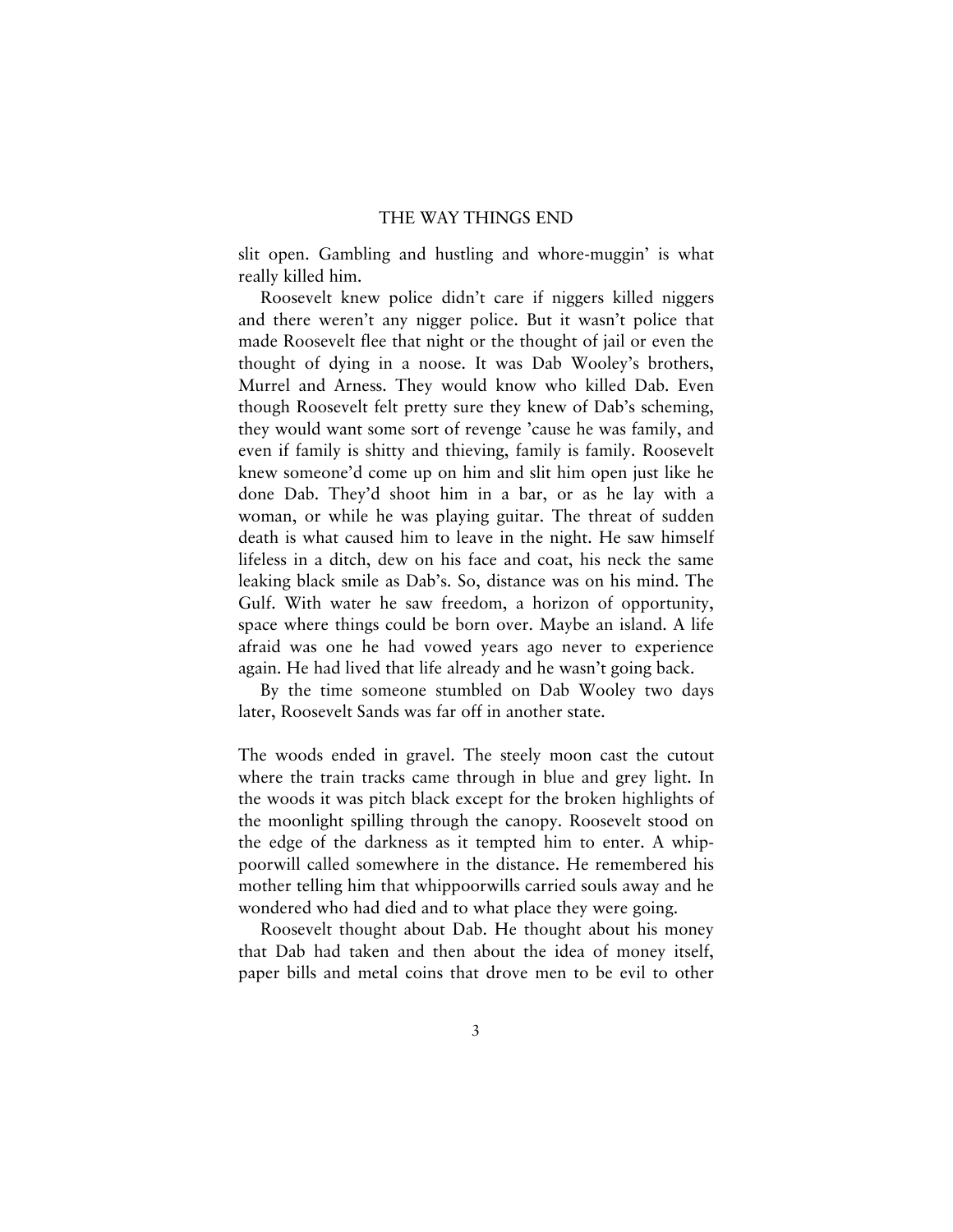slit open. Gambling and hustling and whore-muggin' is what really killed him.

Roosevelt knew police didn't care if niggers killed niggers and there weren't any nigger police. But it wasn't police that made Roosevelt flee that night or the thought of jail or even the thought of dying in a noose. It was Dab Wooley's brothers, Murrel and Arness. They would know who killed Dab. Even though Roosevelt felt pretty sure they knew of Dab's scheming, they would want some sort of revenge 'cause he was family, and even if family is shitty and thieving, family is family. Roosevelt knew someone'd come up on him and slit him open just like he done Dab. They'd shoot him in a bar, or as he lay with a woman, or while he was playing guitar. The threat of sudden death is what caused him to leave in the night. He saw himself lifeless in a ditch, dew on his face and coat, his neck the same leaking black smile as Dab's. So, distance was on his mind. The Gulf. With water he saw freedom, a horizon of opportunity, space where things could be born over. Maybe an island. A life afraid was one he had vowed years ago never to experience again. He had lived that life already and he wasn't going back.

By the time someone stumbled on Dab Wooley two days later, Roosevelt Sands was far off in another state.

The woods ended in gravel. The steely moon cast the cutout where the train tracks came through in blue and grey light. In the woods it was pitch black except for the broken highlights of the moonlight spilling through the canopy. Roosevelt stood on the edge of the darkness as it tempted him to enter. A whippoorwill called somewhere in the distance. He remembered his mother telling him that whippoorwills carried souls away and he wondered who had died and to what place they were going.

Roosevelt thought about Dab. He thought about his money that Dab had taken and then about the idea of money itself, paper bills and metal coins that drove men to be evil to other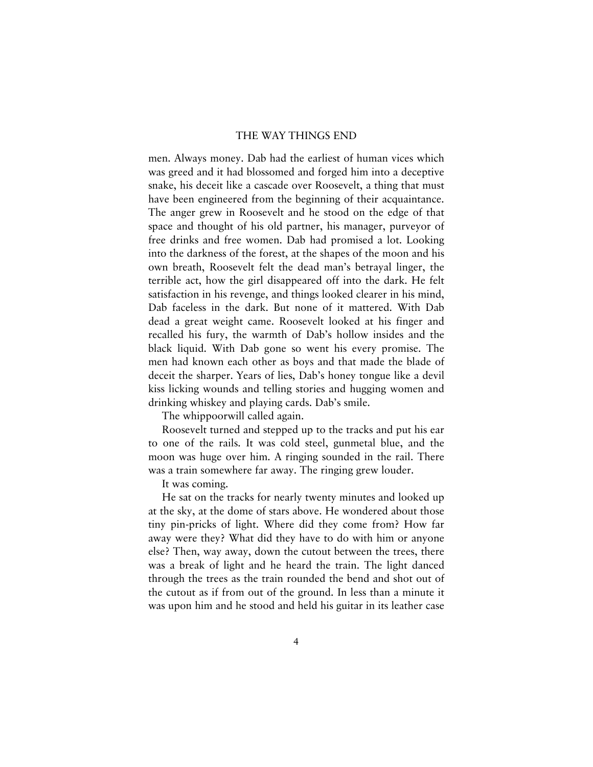men. Always money. Dab had the earliest of human vices which was greed and it had blossomed and forged him into a deceptive snake, his deceit like a cascade over Roosevelt, a thing that must have been engineered from the beginning of their acquaintance. The anger grew in Roosevelt and he stood on the edge of that space and thought of his old partner, his manager, purveyor of free drinks and free women. Dab had promised a lot. Looking into the darkness of the forest, at the shapes of the moon and his own breath, Roosevelt felt the dead man's betrayal linger, the terrible act, how the girl disappeared off into the dark. He felt satisfaction in his revenge, and things looked clearer in his mind, Dab faceless in the dark. But none of it mattered. With Dab dead a great weight came. Roosevelt looked at his finger and recalled his fury, the warmth of Dab's hollow insides and the black liquid. With Dab gone so went his every promise. The men had known each other as boys and that made the blade of deceit the sharper. Years of lies, Dab's honey tongue like a devil kiss licking wounds and telling stories and hugging women and drinking whiskey and playing cards. Dab's smile.

The whippoorwill called again.

Roosevelt turned and stepped up to the tracks and put his ear to one of the rails. It was cold steel, gunmetal blue, and the moon was huge over him. A ringing sounded in the rail. There was a train somewhere far away. The ringing grew louder.

It was coming.

He sat on the tracks for nearly twenty minutes and looked up at the sky, at the dome of stars above. He wondered about those tiny pin-pricks of light. Where did they come from? How far away were they? What did they have to do with him or anyone else? Then, way away, down the cutout between the trees, there was a break of light and he heard the train. The light danced through the trees as the train rounded the bend and shot out of the cutout as if from out of the ground. In less than a minute it was upon him and he stood and held his guitar in its leather case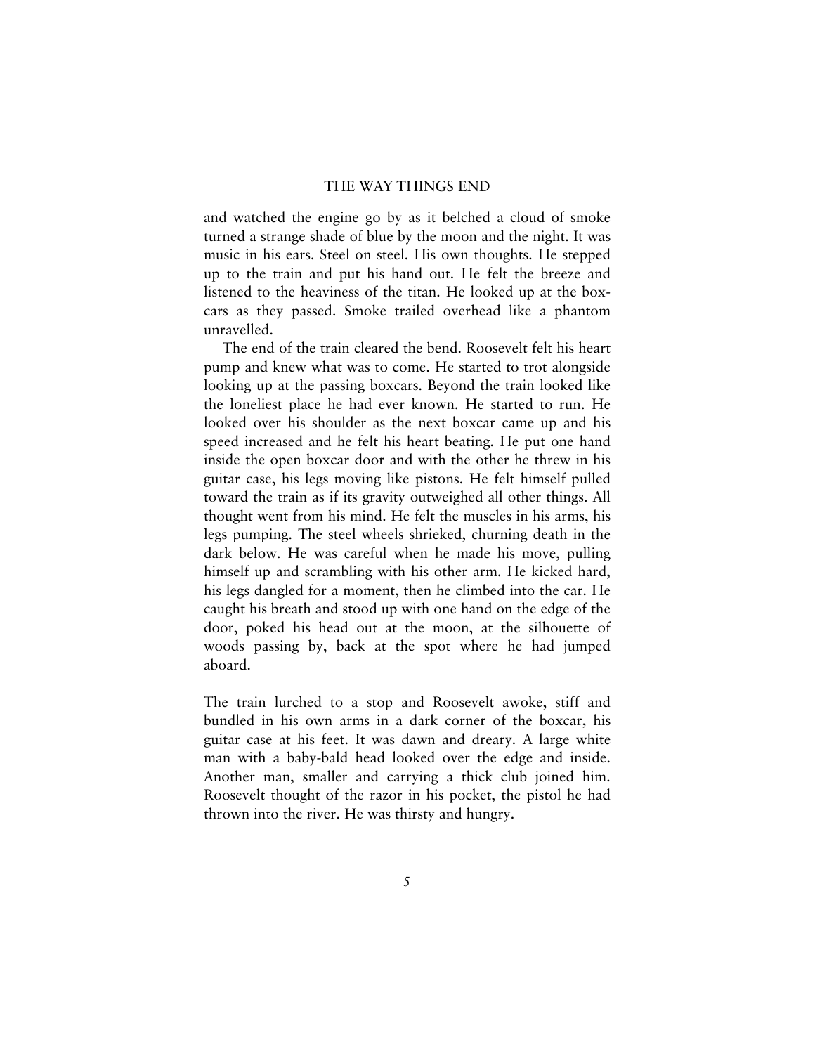and watched the engine go by as it belched a cloud of smoke turned a strange shade of blue by the moon and the night. It was music in his ears. Steel on steel. His own thoughts. He stepped up to the train and put his hand out. He felt the breeze and listened to the heaviness of the titan. He looked up at the boxcars as they passed. Smoke trailed overhead like a phantom unravelled.

The end of the train cleared the bend. Roosevelt felt his heart pump and knew what was to come. He started to trot alongside looking up at the passing boxcars. Beyond the train looked like the loneliest place he had ever known. He started to run. He looked over his shoulder as the next boxcar came up and his speed increased and he felt his heart beating. He put one hand inside the open boxcar door and with the other he threw in his guitar case, his legs moving like pistons. He felt himself pulled toward the train as if its gravity outweighed all other things. All thought went from his mind. He felt the muscles in his arms, his legs pumping. The steel wheels shrieked, churning death in the dark below. He was careful when he made his move, pulling himself up and scrambling with his other arm. He kicked hard, his legs dangled for a moment, then he climbed into the car. He caught his breath and stood up with one hand on the edge of the door, poked his head out at the moon, at the silhouette of woods passing by, back at the spot where he had jumped aboard.

The train lurched to a stop and Roosevelt awoke, stiff and bundled in his own arms in a dark corner of the boxcar, his guitar case at his feet. It was dawn and dreary. A large white man with a baby-bald head looked over the edge and inside. Another man, smaller and carrying a thick club joined him. Roosevelt thought of the razor in his pocket, the pistol he had thrown into the river. He was thirsty and hungry.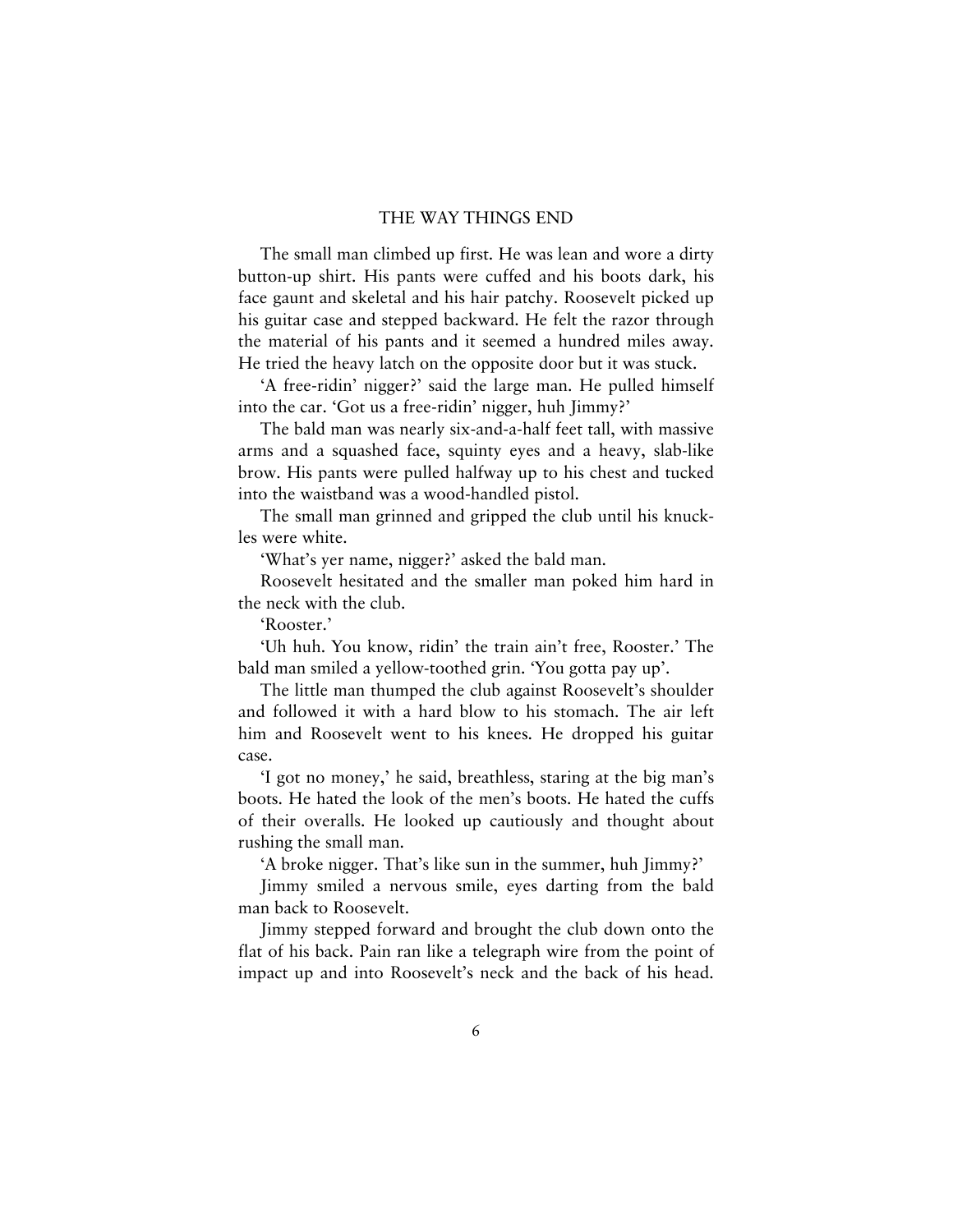The small man climbed up first. He was lean and wore a dirty button-up shirt. His pants were cuffed and his boots dark, his face gaunt and skeletal and his hair patchy. Roosevelt picked up his guitar case and stepped backward. He felt the razor through the material of his pants and it seemed a hundred miles away. He tried the heavy latch on the opposite door but it was stuck.

'A free-ridin' nigger?' said the large man. He pulled himself into the car. 'Got us a free-ridin' nigger, huh Jimmy?'

The bald man was nearly six-and-a-half feet tall, with massive arms and a squashed face, squinty eyes and a heavy, slab-like brow. His pants were pulled halfway up to his chest and tucked into the waistband was a wood-handled pistol.

The small man grinned and gripped the club until his knuckles were white.

'What's yer name, nigger?' asked the bald man.

Roosevelt hesitated and the smaller man poked him hard in the neck with the club.

'Rooster.'

'Uh huh. You know, ridin' the train ain't free, Rooster.' The bald man smiled a yellow-toothed grin. 'You gotta pay up'.

The little man thumped the club against Roosevelt's shoulder and followed it with a hard blow to his stomach. The air left him and Roosevelt went to his knees. He dropped his guitar case.

'I got no money,' he said, breathless, staring at the big man's boots. He hated the look of the men's boots. He hated the cuffs of their overalls. He looked up cautiously and thought about rushing the small man.

'A broke nigger. That's like sun in the summer, huh Jimmy?'

Jimmy smiled a nervous smile, eyes darting from the bald man back to Roosevelt.

Jimmy stepped forward and brought the club down onto the flat of his back. Pain ran like a telegraph wire from the point of impact up and into Roosevelt's neck and the back of his head.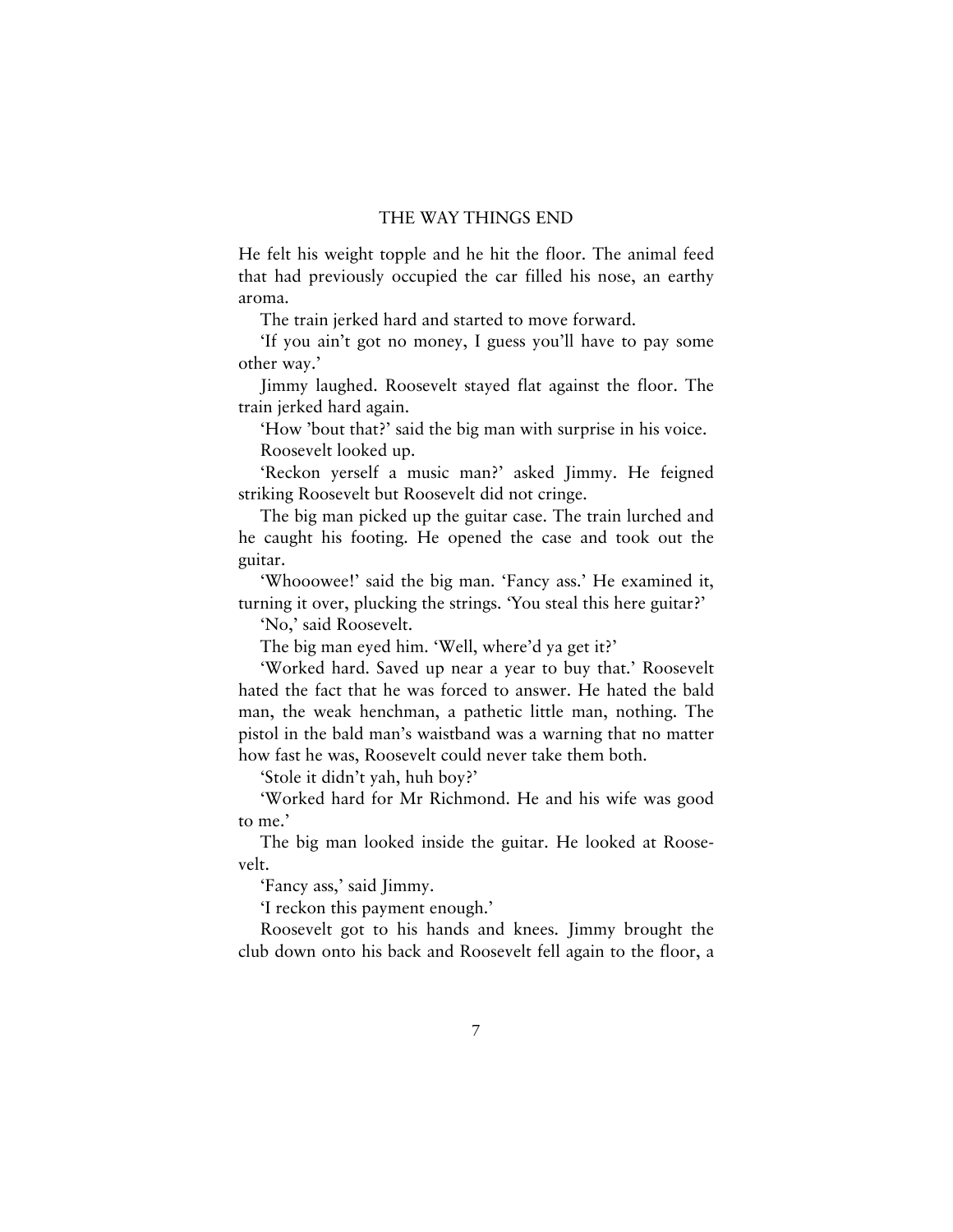He felt his weight topple and he hit the floor. The animal feed that had previously occupied the car filled his nose, an earthy aroma.

The train jerked hard and started to move forward.

'If you ain't got no money, I guess you'll have to pay some other way.'

Jimmy laughed. Roosevelt stayed flat against the floor. The train jerked hard again.

'How 'bout that?' said the big man with surprise in his voice.

Roosevelt looked up.

'Reckon yerself a music man?' asked Jimmy. He feigned striking Roosevelt but Roosevelt did not cringe.

The big man picked up the guitar case. The train lurched and he caught his footing. He opened the case and took out the guitar.

'Whooowee!' said the big man. 'Fancy ass.' He examined it, turning it over, plucking the strings. 'You steal this here guitar?'

'No,' said Roosevelt.

The big man eyed him. 'Well, where'd ya get it?'

'Worked hard. Saved up near a year to buy that.' Roosevelt hated the fact that he was forced to answer. He hated the bald man, the weak henchman, a pathetic little man, nothing. The pistol in the bald man's waistband was a warning that no matter how fast he was, Roosevelt could never take them both.

'Stole it didn't yah, huh boy?'

'Worked hard for Mr Richmond. He and his wife was good to me.'

The big man looked inside the guitar. He looked at Roosevelt.

'Fancy ass,' said Jimmy.

'I reckon this payment enough.'

Roosevelt got to his hands and knees. Jimmy brought the club down onto his back and Roosevelt fell again to the floor, a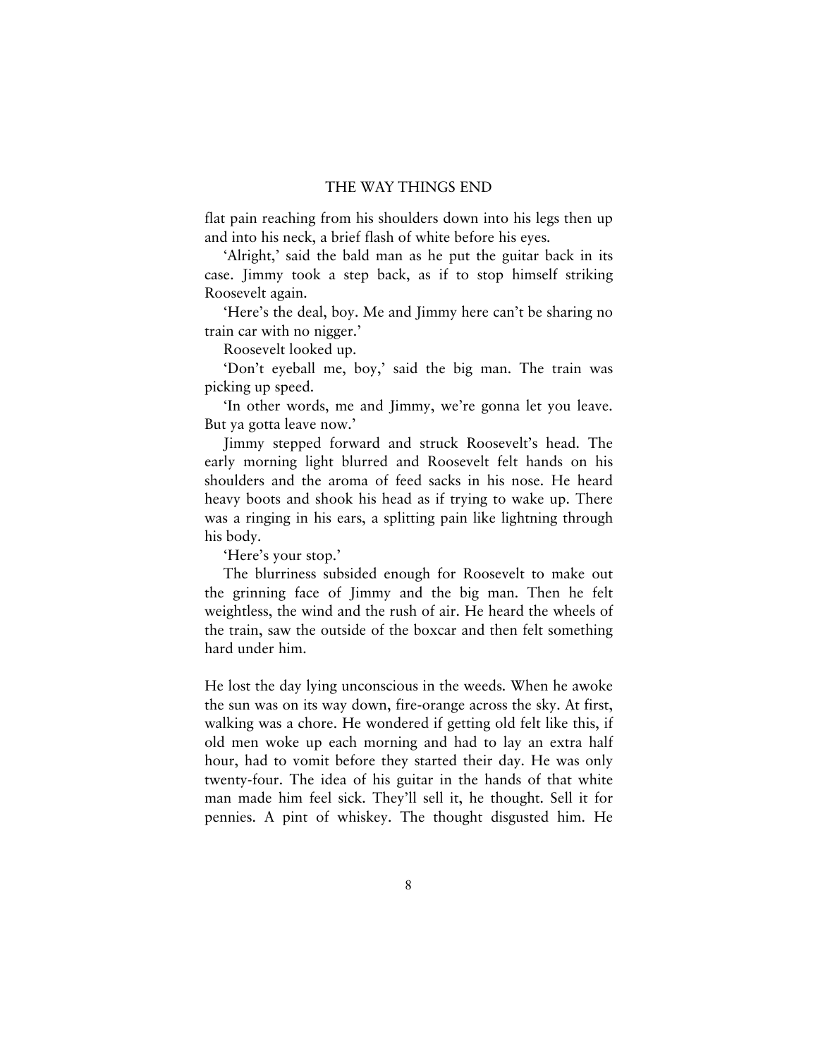flat pain reaching from his shoulders down into his legs then up and into his neck, a brief flash of white before his eyes.

'Alright,' said the bald man as he put the guitar back in its case. Jimmy took a step back, as if to stop himself striking Roosevelt again.

'Here's the deal, boy. Me and Jimmy here can't be sharing no train car with no nigger.'

Roosevelt looked up.

'Don't eyeball me, boy,' said the big man. The train was picking up speed.

'In other words, me and Jimmy, we're gonna let you leave. But ya gotta leave now.'

Jimmy stepped forward and struck Roosevelt's head. The early morning light blurred and Roosevelt felt hands on his shoulders and the aroma of feed sacks in his nose. He heard heavy boots and shook his head as if trying to wake up. There was a ringing in his ears, a splitting pain like lightning through his body.

'Here's your stop.'

The blurriness subsided enough for Roosevelt to make out the grinning face of Jimmy and the big man. Then he felt weightless, the wind and the rush of air. He heard the wheels of the train, saw the outside of the boxcar and then felt something hard under him.

He lost the day lying unconscious in the weeds. When he awoke the sun was on its way down, fire-orange across the sky. At first, walking was a chore. He wondered if getting old felt like this, if old men woke up each morning and had to lay an extra half hour, had to vomit before they started their day. He was only twenty-four. The idea of his guitar in the hands of that white man made him feel sick. They'll sell it, he thought. Sell it for pennies. A pint of whiskey. The thought disgusted him. He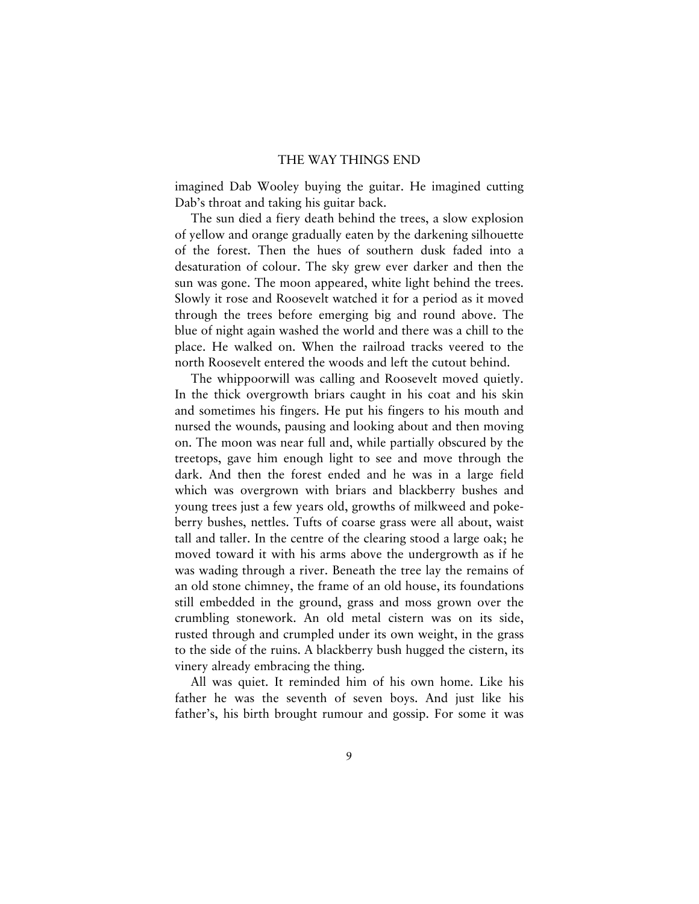imagined Dab Wooley buying the guitar. He imagined cutting Dab's throat and taking his guitar back.

The sun died a fiery death behind the trees, a slow explosion of yellow and orange gradually eaten by the darkening silhouette of the forest. Then the hues of southern dusk faded into a desaturation of colour. The sky grew ever darker and then the sun was gone. The moon appeared, white light behind the trees. Slowly it rose and Roosevelt watched it for a period as it moved through the trees before emerging big and round above. The blue of night again washed the world and there was a chill to the place. He walked on. When the railroad tracks veered to the north Roosevelt entered the woods and left the cutout behind.

The whippoorwill was calling and Roosevelt moved quietly. In the thick overgrowth briars caught in his coat and his skin and sometimes his fingers. He put his fingers to his mouth and nursed the wounds, pausing and looking about and then moving on. The moon was near full and, while partially obscured by the treetops, gave him enough light to see and move through the dark. And then the forest ended and he was in a large field which was overgrown with briars and blackberry bushes and young trees just a few years old, growths of milkweed and pokeberry bushes, nettles. Tufts of coarse grass were all about, waist tall and taller. In the centre of the clearing stood a large oak; he moved toward it with his arms above the undergrowth as if he was wading through a river. Beneath the tree lay the remains of an old stone chimney, the frame of an old house, its foundations still embedded in the ground, grass and moss grown over the crumbling stonework. An old metal cistern was on its side, rusted through and crumpled under its own weight, in the grass to the side of the ruins. A blackberry bush hugged the cistern, its vinery already embracing the thing.

All was quiet. It reminded him of his own home. Like his father he was the seventh of seven boys. And just like his father's, his birth brought rumour and gossip. For some it was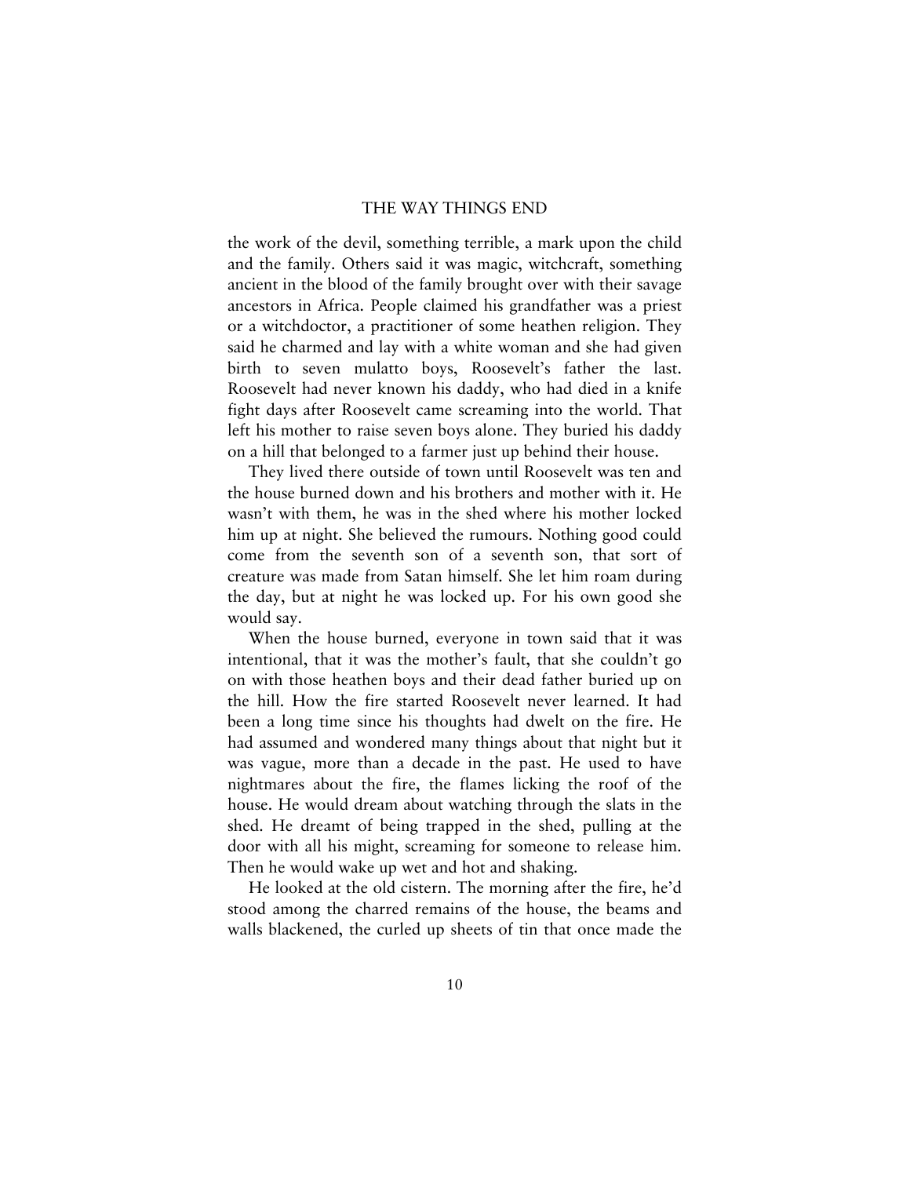the work of the devil, something terrible, a mark upon the child and the family. Others said it was magic, witchcraft, something ancient in the blood of the family brought over with their savage ancestors in Africa. People claimed his grandfather was a priest or a witchdoctor, a practitioner of some heathen religion. They said he charmed and lay with a white woman and she had given birth to seven mulatto boys, Roosevelt's father the last. Roosevelt had never known his daddy, who had died in a knife fight days after Roosevelt came screaming into the world. That left his mother to raise seven boys alone. They buried his daddy on a hill that belonged to a farmer just up behind their house.

They lived there outside of town until Roosevelt was ten and the house burned down and his brothers and mother with it. He wasn't with them, he was in the shed where his mother locked him up at night. She believed the rumours. Nothing good could come from the seventh son of a seventh son, that sort of creature was made from Satan himself. She let him roam during the day, but at night he was locked up. For his own good she would say.

When the house burned, everyone in town said that it was intentional, that it was the mother's fault, that she couldn't go on with those heathen boys and their dead father buried up on the hill. How the fire started Roosevelt never learned. It had been a long time since his thoughts had dwelt on the fire. He had assumed and wondered many things about that night but it was vague, more than a decade in the past. He used to have nightmares about the fire, the flames licking the roof of the house. He would dream about watching through the slats in the shed. He dreamt of being trapped in the shed, pulling at the door with all his might, screaming for someone to release him. Then he would wake up wet and hot and shaking.

He looked at the old cistern. The morning after the fire, he'd stood among the charred remains of the house, the beams and walls blackened, the curled up sheets of tin that once made the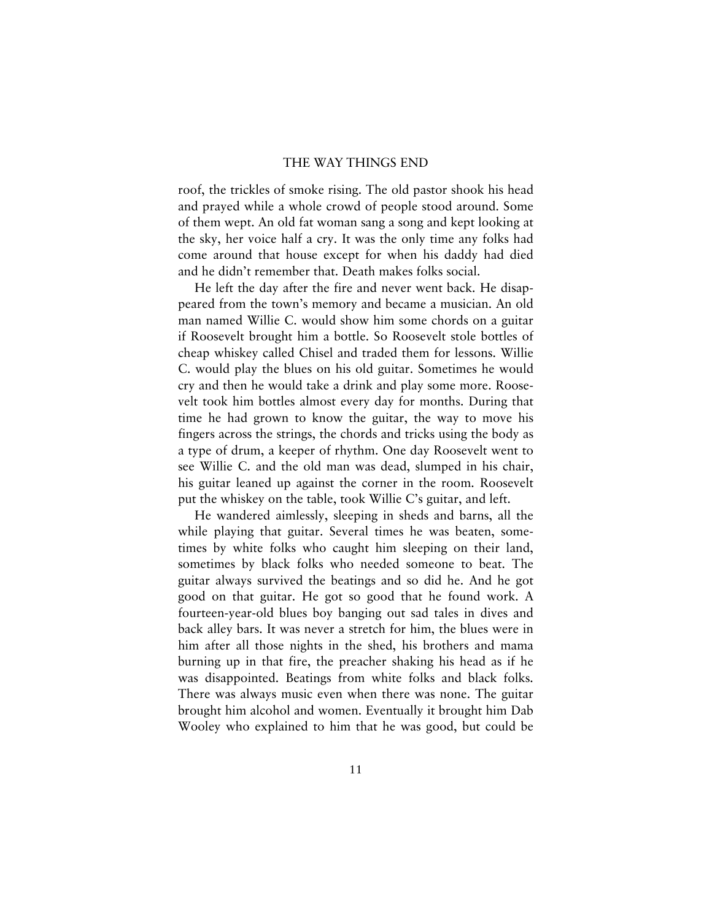roof, the trickles of smoke rising. The old pastor shook his head and prayed while a whole crowd of people stood around. Some of them wept. An old fat woman sang a song and kept looking at the sky, her voice half a cry. It was the only time any folks had come around that house except for when his daddy had died and he didn't remember that. Death makes folks social.

He left the day after the fire and never went back. He disappeared from the town's memory and became a musician. An old man named Willie C. would show him some chords on a guitar if Roosevelt brought him a bottle. So Roosevelt stole bottles of cheap whiskey called Chisel and traded them for lessons. Willie C. would play the blues on his old guitar. Sometimes he would cry and then he would take a drink and play some more. Roosevelt took him bottles almost every day for months. During that time he had grown to know the guitar, the way to move his fingers across the strings, the chords and tricks using the body as a type of drum, a keeper of rhythm. One day Roosevelt went to see Willie C. and the old man was dead, slumped in his chair, his guitar leaned up against the corner in the room. Roosevelt put the whiskey on the table, took Willie C's guitar, and left.

He wandered aimlessly, sleeping in sheds and barns, all the while playing that guitar. Several times he was beaten, sometimes by white folks who caught him sleeping on their land, sometimes by black folks who needed someone to beat. The guitar always survived the beatings and so did he. And he got good on that guitar. He got so good that he found work. A fourteen-year-old blues boy banging out sad tales in dives and back alley bars. It was never a stretch for him, the blues were in him after all those nights in the shed, his brothers and mama burning up in that fire, the preacher shaking his head as if he was disappointed. Beatings from white folks and black folks. There was always music even when there was none. The guitar brought him alcohol and women. Eventually it brought him Dab Wooley who explained to him that he was good, but could be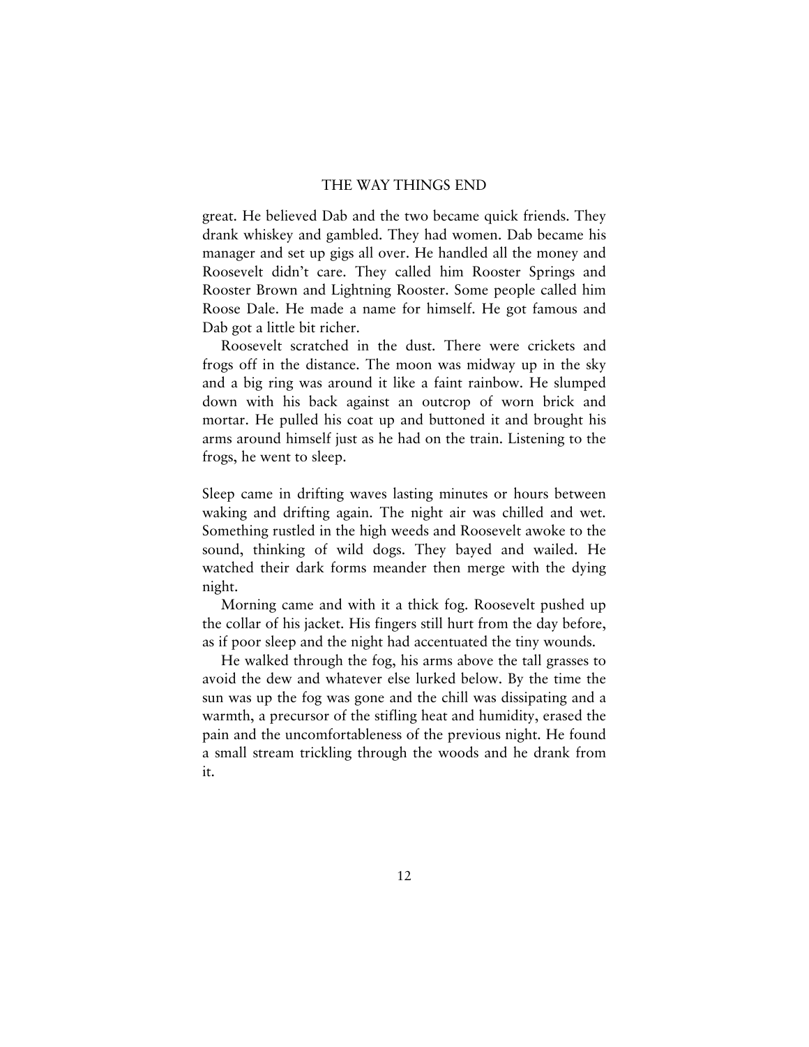great. He believed Dab and the two became quick friends. They drank whiskey and gambled. They had women. Dab became his manager and set up gigs all over. He handled all the money and Roosevelt didn't care. They called him Rooster Springs and Rooster Brown and Lightning Rooster. Some people called him Roose Dale. He made a name for himself. He got famous and Dab got a little bit richer.

Roosevelt scratched in the dust. There were crickets and frogs off in the distance. The moon was midway up in the sky and a big ring was around it like a faint rainbow. He slumped down with his back against an outcrop of worn brick and mortar. He pulled his coat up and buttoned it and brought his arms around himself just as he had on the train. Listening to the frogs, he went to sleep.

Sleep came in drifting waves lasting minutes or hours between waking and drifting again. The night air was chilled and wet. Something rustled in the high weeds and Roosevelt awoke to the sound, thinking of wild dogs. They bayed and wailed. He watched their dark forms meander then merge with the dying night.

Morning came and with it a thick fog. Roosevelt pushed up the collar of his jacket. His fingers still hurt from the day before, as if poor sleep and the night had accentuated the tiny wounds.

He walked through the fog, his arms above the tall grasses to avoid the dew and whatever else lurked below. By the time the sun was up the fog was gone and the chill was dissipating and a warmth, a precursor of the stifling heat and humidity, erased the pain and the uncomfortableness of the previous night. He found a small stream trickling through the woods and he drank from it.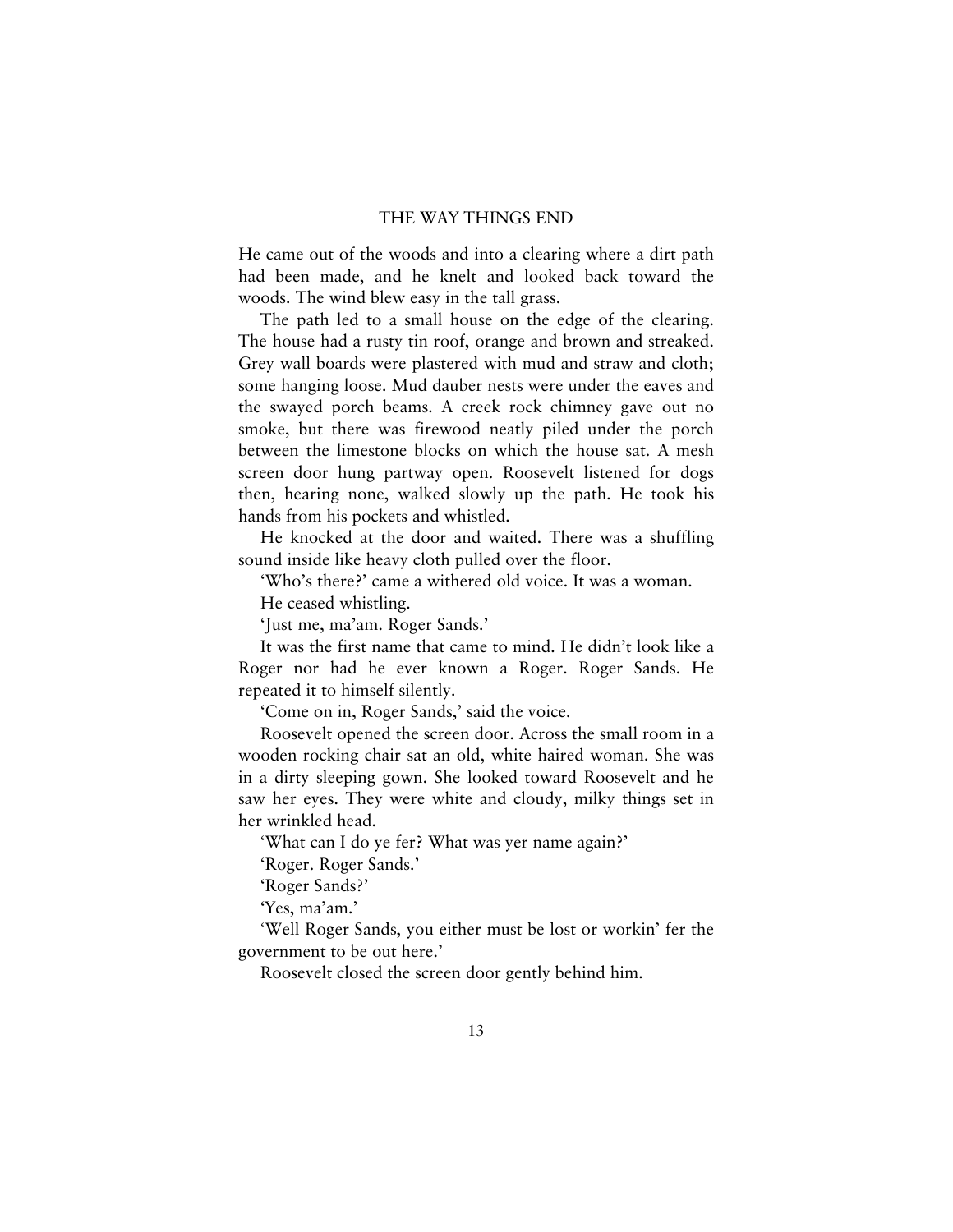# THE WAY THINGS END

He came out of the woods and into a clearing where a dirt path had been made, and he knelt and looked back toward the woods. The wind blew easy in the tall grass.

The path led to a small house on the edge of the clearing. The house had a rusty tin roof, orange and brown and streaked. Grey wall boards were plastered with mud and straw and cloth; some hanging loose. Mud dauber nests were under the eaves and the swayed porch beams. A creek rock chimney gave out no smoke, but there was firewood neatly piled under the porch between the limestone blocks on which the house sat. A mesh screen door hung partway open. Roosevelt listened for dogs then, hearing none, walked slowly up the path. He took his hands from his pockets and whistled.

He knocked at the door and waited. There was a shuffling sound inside like heavy cloth pulled over the floor.

'Who's there?' came a withered old voice. It was a woman.

He ceased whistling.

'Just me, ma'am. Roger Sands.'

It was the first name that came to mind. He didn't look like a Roger nor had he ever known a Roger. Roger Sands. He repeated it to himself silently.

'Come on in, Roger Sands,' said the voice.

Roosevelt opened the screen door. Across the small room in a wooden rocking chair sat an old, white haired woman. She was in a dirty sleeping gown. She looked toward Roosevelt and he saw her eyes. They were white and cloudy, milky things set in her wrinkled head.

'What can I do ye fer? What was yer name again?'

'Roger. Roger Sands.'

'Roger Sands?'

'Yes, ma'am.'

'Well Roger Sands, you either must be lost or workin' fer the government to be out here.'

Roosevelt closed the screen door gently behind him.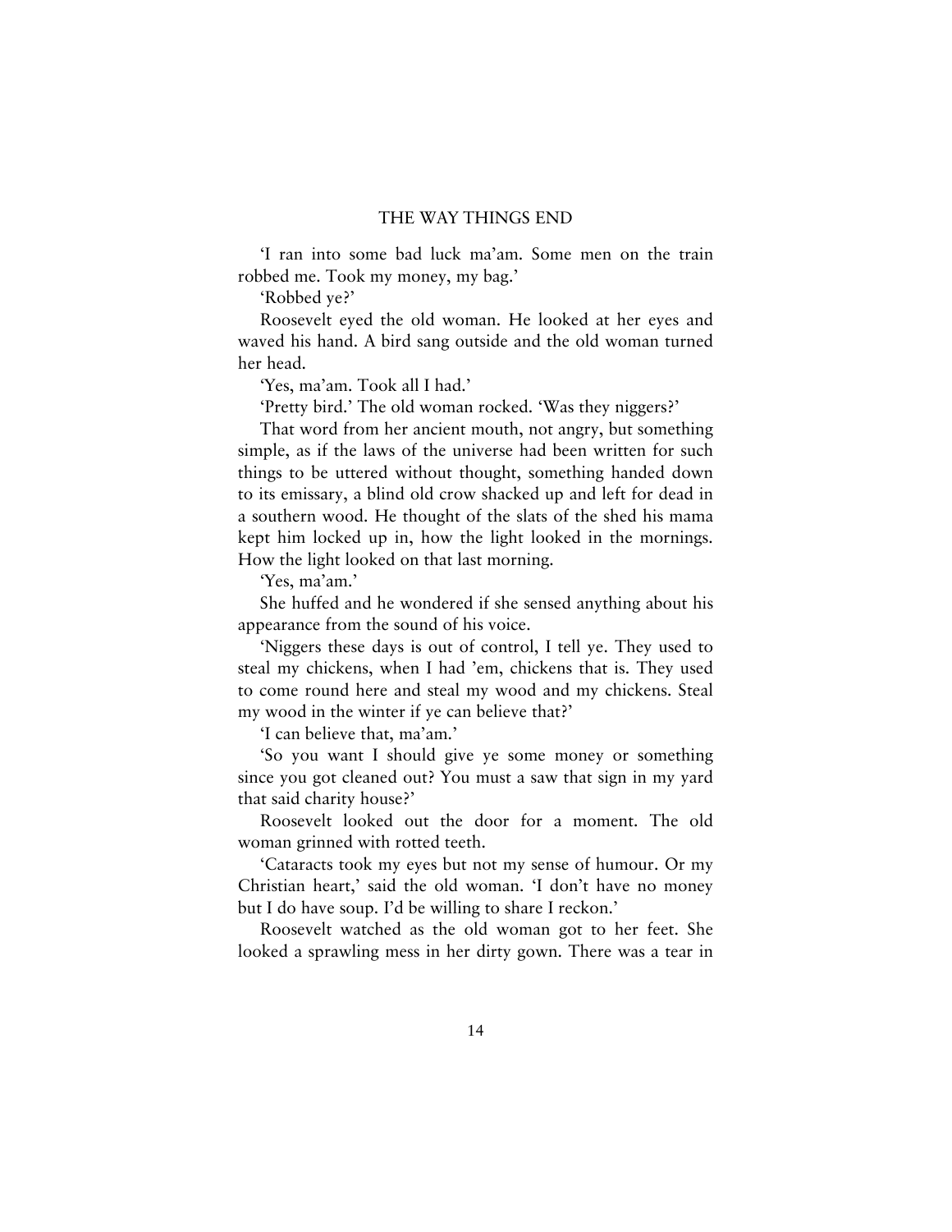'I ran into some bad luck ma'am. Some men on the train robbed me. Took my money, my bag.'

'Robbed ye?'

Roosevelt eyed the old woman. He looked at her eyes and waved his hand. A bird sang outside and the old woman turned her head.

'Yes, ma'am. Took all I had.'

'Pretty bird.' The old woman rocked. 'Was they niggers?'

That word from her ancient mouth, not angry, but something simple, as if the laws of the universe had been written for such things to be uttered without thought, something handed down to its emissary, a blind old crow shacked up and left for dead in a southern wood. He thought of the slats of the shed his mama kept him locked up in, how the light looked in the mornings. How the light looked on that last morning.

'Yes, ma'am.'

She huffed and he wondered if she sensed anything about his appearance from the sound of his voice.

'Niggers these days is out of control, I tell ye. They used to steal my chickens, when I had 'em, chickens that is. They used to come round here and steal my wood and my chickens. Steal my wood in the winter if ye can believe that?'

'I can believe that, ma'am.'

'So you want I should give ye some money or something since you got cleaned out? You must a saw that sign in my yard that said charity house?'

Roosevelt looked out the door for a moment. The old woman grinned with rotted teeth.

'Cataracts took my eyes but not my sense of humour. Or my Christian heart,' said the old woman. 'I don't have no money but I do have soup. I'd be willing to share I reckon.'

Roosevelt watched as the old woman got to her feet. She looked a sprawling mess in her dirty gown. There was a tear in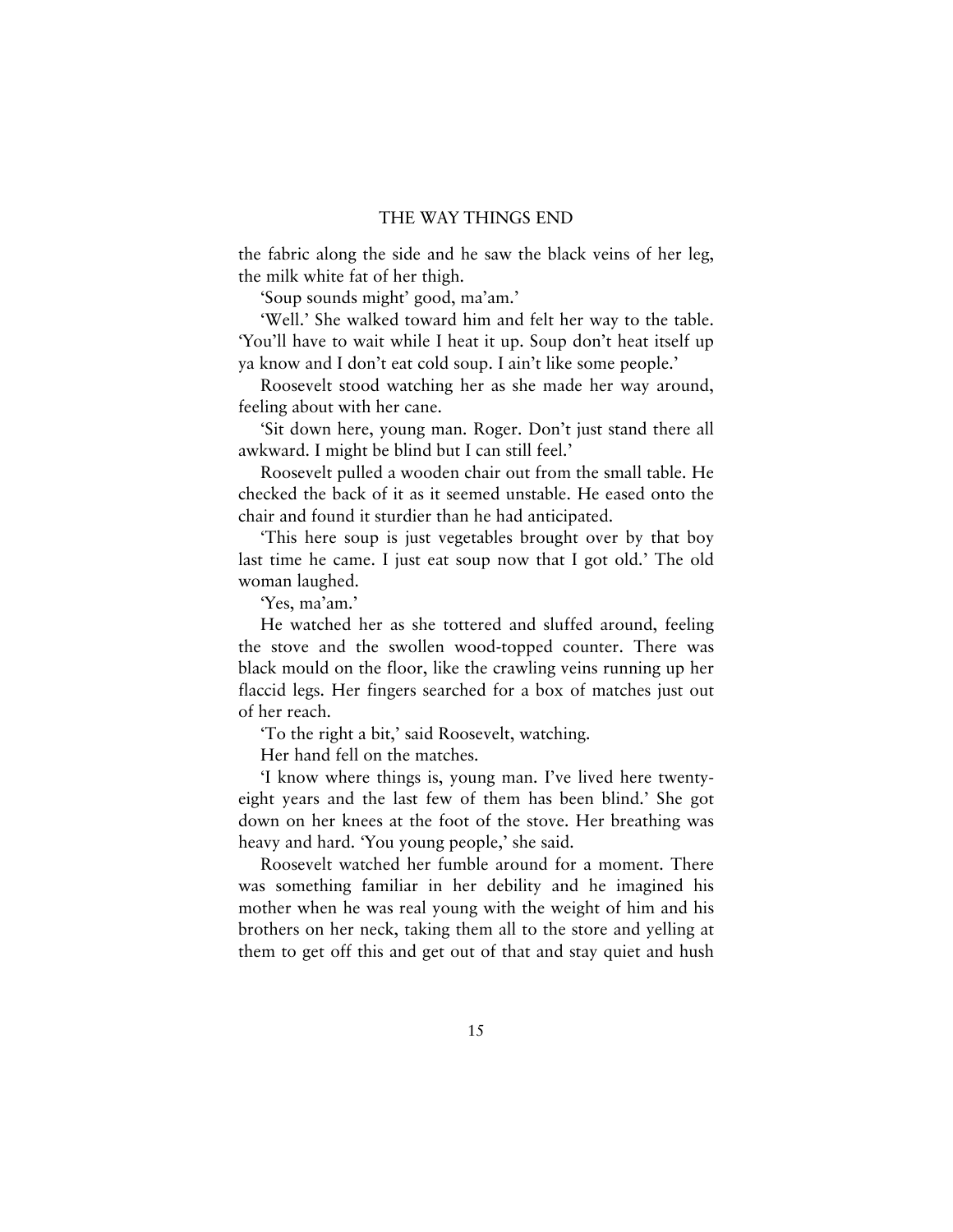the fabric along the side and he saw the black veins of her leg, the milk white fat of her thigh.

'Soup sounds might' good, ma'am.'

'Well.' She walked toward him and felt her way to the table. 'You'll have to wait while I heat it up. Soup don't heat itself up ya know and I don't eat cold soup. I ain't like some people.'

Roosevelt stood watching her as she made her way around, feeling about with her cane.

'Sit down here, young man. Roger. Don't just stand there all awkward. I might be blind but I can still feel.'

Roosevelt pulled a wooden chair out from the small table. He checked the back of it as it seemed unstable. He eased onto the chair and found it sturdier than he had anticipated.

'This here soup is just vegetables brought over by that boy last time he came. I just eat soup now that I got old.' The old woman laughed.

'Yes, ma'am.'

He watched her as she tottered and sluffed around, feeling the stove and the swollen wood-topped counter. There was black mould on the floor, like the crawling veins running up her flaccid legs. Her fingers searched for a box of matches just out of her reach.

'To the right a bit,' said Roosevelt, watching.

Her hand fell on the matches.

'I know where things is, young man. I've lived here twenty-eight years and the last few of them has been blind.' She got down on her knees at the foot of the stove. Her breathing was heavy and hard. 'You young people,' she said.

Roosevelt watched her fumble around for a moment. There was something familiar in her debility and he imagined his mother when he was real young with the weight of him and his brothers on her neck, taking them all to the store and yelling at them to get off this and get out of that and stay quiet and hush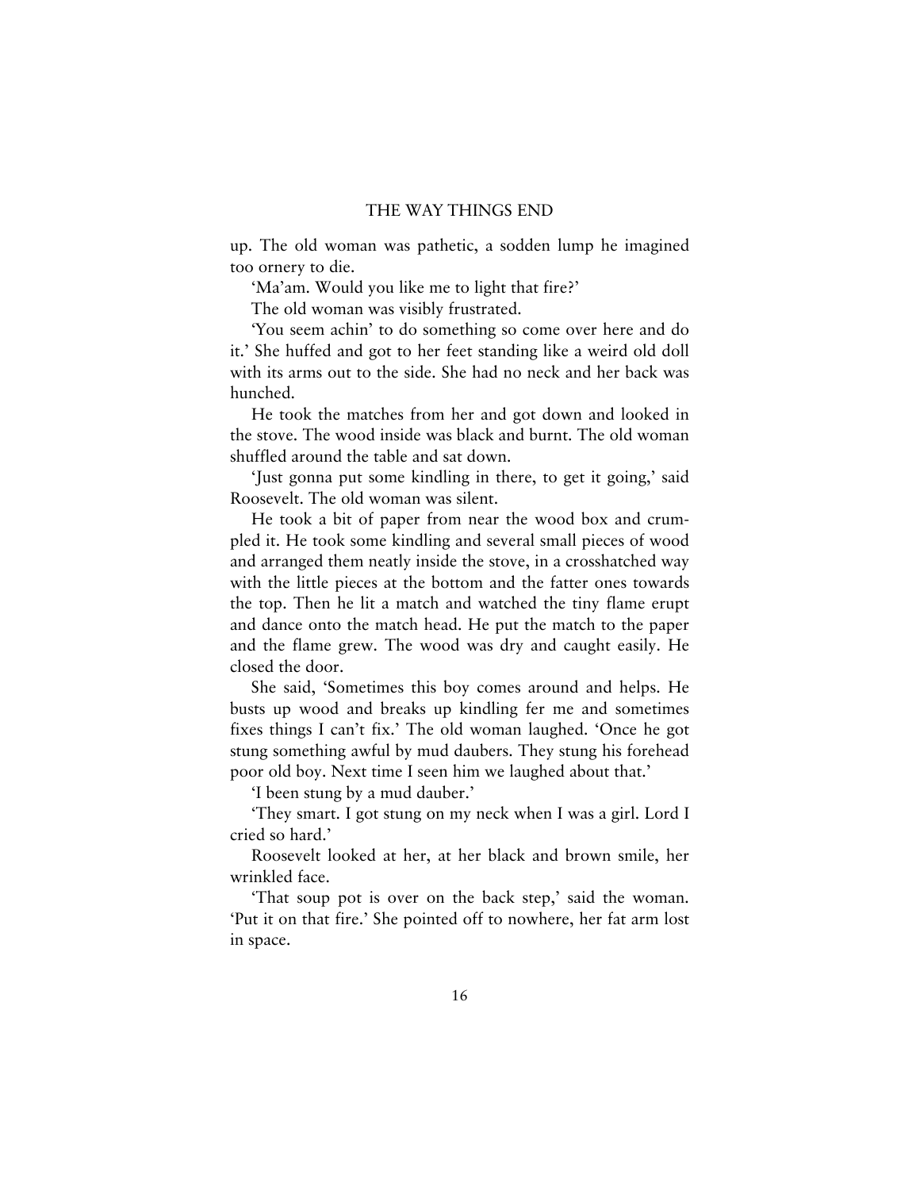up. The old woman was pathetic, a sodden lump he imagined too ornery to die.

'Ma'am. Would you like me to light that fire?'

The old woman was visibly frustrated.

'You seem achin' to do something so come over here and do it.' She huffed and got to her feet standing like a weird old doll with its arms out to the side. She had no neck and her back was hunched.

He took the matches from her and got down and looked in the stove. The wood inside was black and burnt. The old woman shuffled around the table and sat down.

'Just gonna put some kindling in there, to get it going,' said Roosevelt. The old woman was silent.

He took a bit of paper from near the wood box and crumpled it. He took some kindling and several small pieces of wood and arranged them neatly inside the stove, in a crosshatched way with the little pieces at the bottom and the fatter ones towards the top. Then he lit a match and watched the tiny flame erupt and dance onto the match head. He put the match to the paper and the flame grew. The wood was dry and caught easily. He closed the door.

She said, 'Sometimes this boy comes around and helps. He busts up wood and breaks up kindling fer me and sometimes fixes things I can't fix.' The old woman laughed. 'Once he got stung something awful by mud daubers. They stung his forehead poor old boy. Next time I seen him we laughed about that.'

'I been stung by a mud dauber.'

'They smart. I got stung on my neck when I was a girl. Lord I cried so hard.'

Roosevelt looked at her, at her black and brown smile, her wrinkled face.

'That soup pot is over on the back step,' said the woman. 'Put it on that fire.' She pointed off to nowhere, her fat arm lost in space.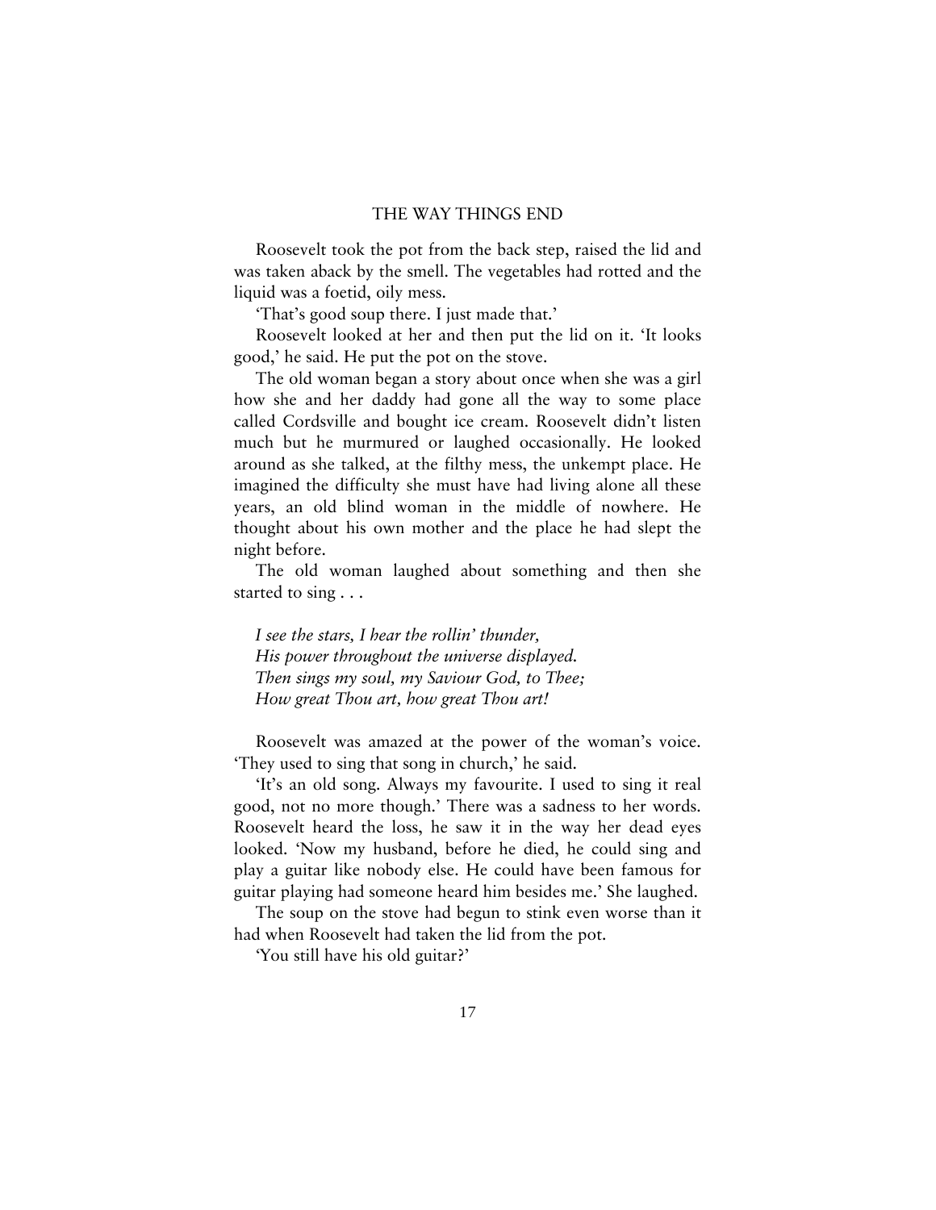Roosevelt took the pot from the back step, raised the lid and was taken aback by the smell. The vegetables had rotted and the liquid was a foetid, oily mess.

'That's good soup there. I just made that.'

Roosevelt looked at her and then put the lid on it. 'It looks good,' he said. He put the pot on the stove.

The old woman began a story about once when she was a girl how she and her daddy had gone all the way to some place called Cordsville and bought ice cream. Roosevelt didn't listen much but he murmured or laughed occasionally. He looked around as she talked, at the filthy mess, the unkempt place. He imagined the difficulty she must have had living alone all these years, an old blind woman in the middle of nowhere. He thought about his own mother and the place he had slept the night before.

The old woman laughed about something and then she started to sing . . .

*I see the stars, I hear the rollin' thunder,*
*His power throughout the universe displayed.*
*Then sings my soul, my Saviour God, to Thee;*
*How great Thou art, how great Thou art!*

Roosevelt was amazed at the power of the woman's voice. 'They used to sing that song in church,' he said.

'It's an old song. Always my favourite. I used to sing it real good, not no more though.' There was a sadness to her words. Roosevelt heard the loss, he saw it in the way her dead eyes looked. 'Now my husband, before he died, he could sing and play a guitar like nobody else. He could have been famous for guitar playing had someone heard him besides me.' She laughed.

The soup on the stove had begun to stink even worse than it had when Roosevelt had taken the lid from the pot.

'You still have his old guitar?'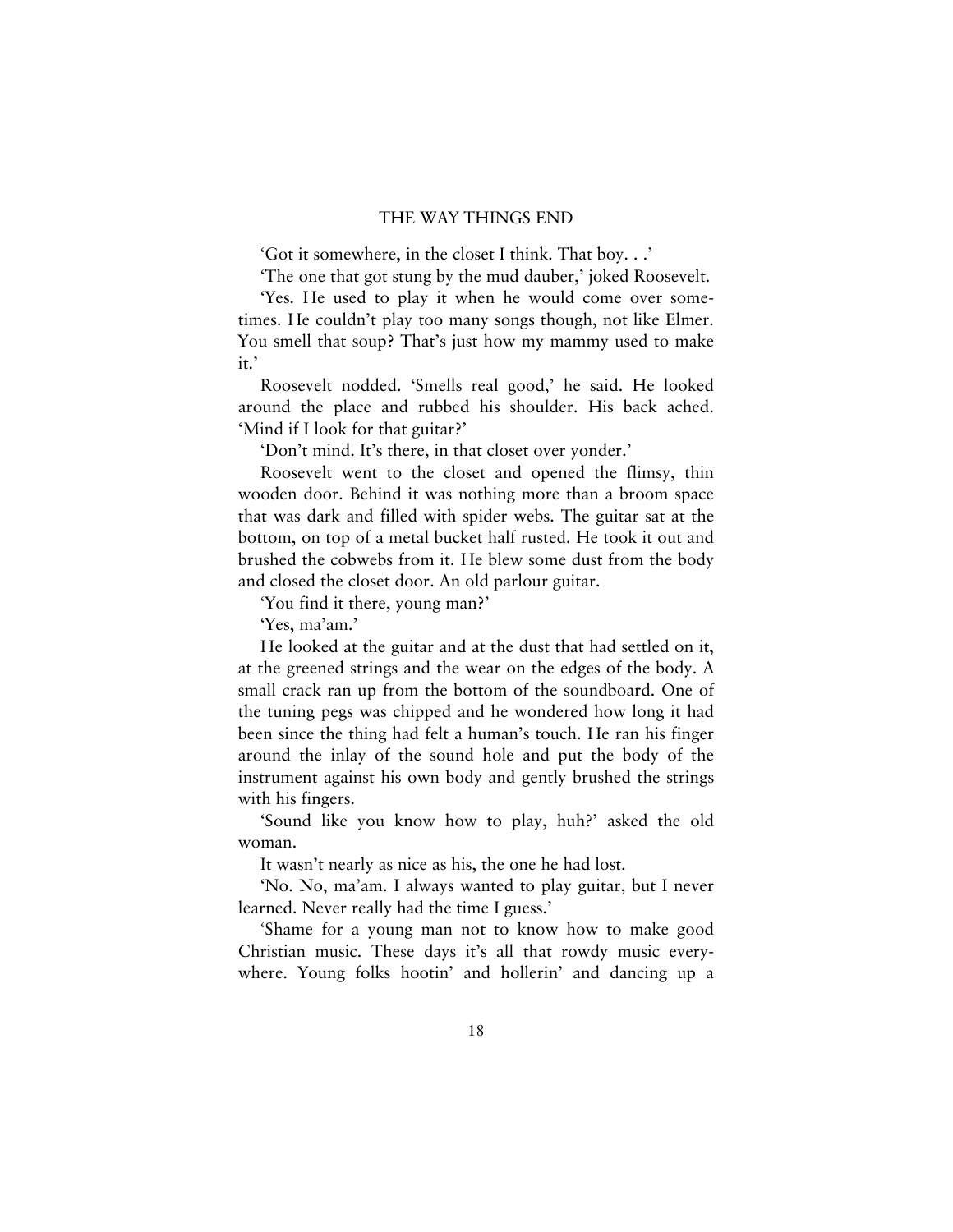'Got it somewhere, in the closet I think. That boy. . .'

'The one that got stung by the mud dauber,' joked Roosevelt.

'Yes. He used to play it when he would come over sometimes. He couldn't play too many songs though, not like Elmer. You smell that soup? That's just how my mammy used to make it.'

Roosevelt nodded. 'Smells real good,' he said. He looked around the place and rubbed his shoulder. His back ached. 'Mind if I look for that guitar?'

'Don't mind. It's there, in that closet over yonder.'

Roosevelt went to the closet and opened the flimsy, thin wooden door. Behind it was nothing more than a broom space that was dark and filled with spider webs. The guitar sat at the bottom, on top of a metal bucket half rusted. He took it out and brushed the cobwebs from it. He blew some dust from the body and closed the closet door. An old parlour guitar.

'You find it there, young man?'

'Yes, ma'am.'

He looked at the guitar and at the dust that had settled on it, at the greened strings and the wear on the edges of the body. A small crack ran up from the bottom of the soundboard. One of the tuning pegs was chipped and he wondered how long it had been since the thing had felt a human's touch. He ran his finger around the inlay of the sound hole and put the body of the instrument against his own body and gently brushed the strings with his fingers.

'Sound like you know how to play, huh?' asked the old woman.

It wasn't nearly as nice as his, the one he had lost.

'No. No, ma'am. I always wanted to play guitar, but I never learned. Never really had the time I guess.'

'Shame for a young man not to know how to make good Christian music. These days it's all that rowdy music everywhere. Young folks hootin' and hollerin' and dancing up a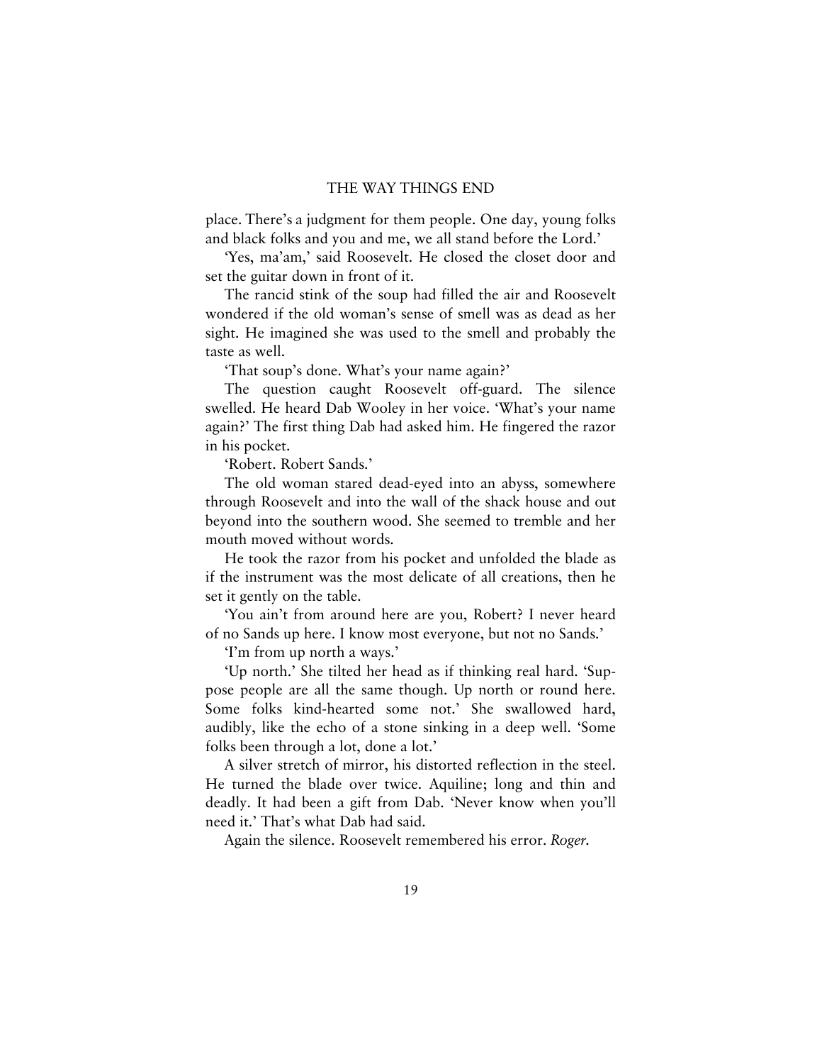place. There's a judgment for them people. One day, young folks and black folks and you and me, we all stand before the Lord.'

'Yes, ma'am,' said Roosevelt. He closed the closet door and set the guitar down in front of it.

The rancid stink of the soup had filled the air and Roosevelt wondered if the old woman's sense of smell was as dead as her sight. He imagined she was used to the smell and probably the taste as well.

'That soup's done. What's your name again?'

The question caught Roosevelt off-guard. The silence swelled. He heard Dab Wooley in her voice. 'What's your name again?' The first thing Dab had asked him. He fingered the razor in his pocket.

'Robert. Robert Sands.'

The old woman stared dead-eyed into an abyss, somewhere through Roosevelt and into the wall of the shack house and out beyond into the southern wood. She seemed to tremble and her mouth moved without words.

He took the razor from his pocket and unfolded the blade as if the instrument was the most delicate of all creations, then he set it gently on the table.

'You ain't from around here are you, Robert? I never heard of no Sands up here. I know most everyone, but not no Sands.'

'I'm from up north a ways.'

'Up north.' She tilted her head as if thinking real hard. 'Suppose people are all the same though. Up north or round here. Some folks kind-hearted some not.' She swallowed hard, audibly, like the echo of a stone sinking in a deep well. 'Some folks been through a lot, done a lot.'

A silver stretch of mirror, his distorted reflection in the steel. He turned the blade over twice. Aquiline; long and thin and deadly. It had been a gift from Dab. 'Never know when you'll need it.' That's what Dab had said.

Again the silence. Roosevelt remembered his error. *Roger.*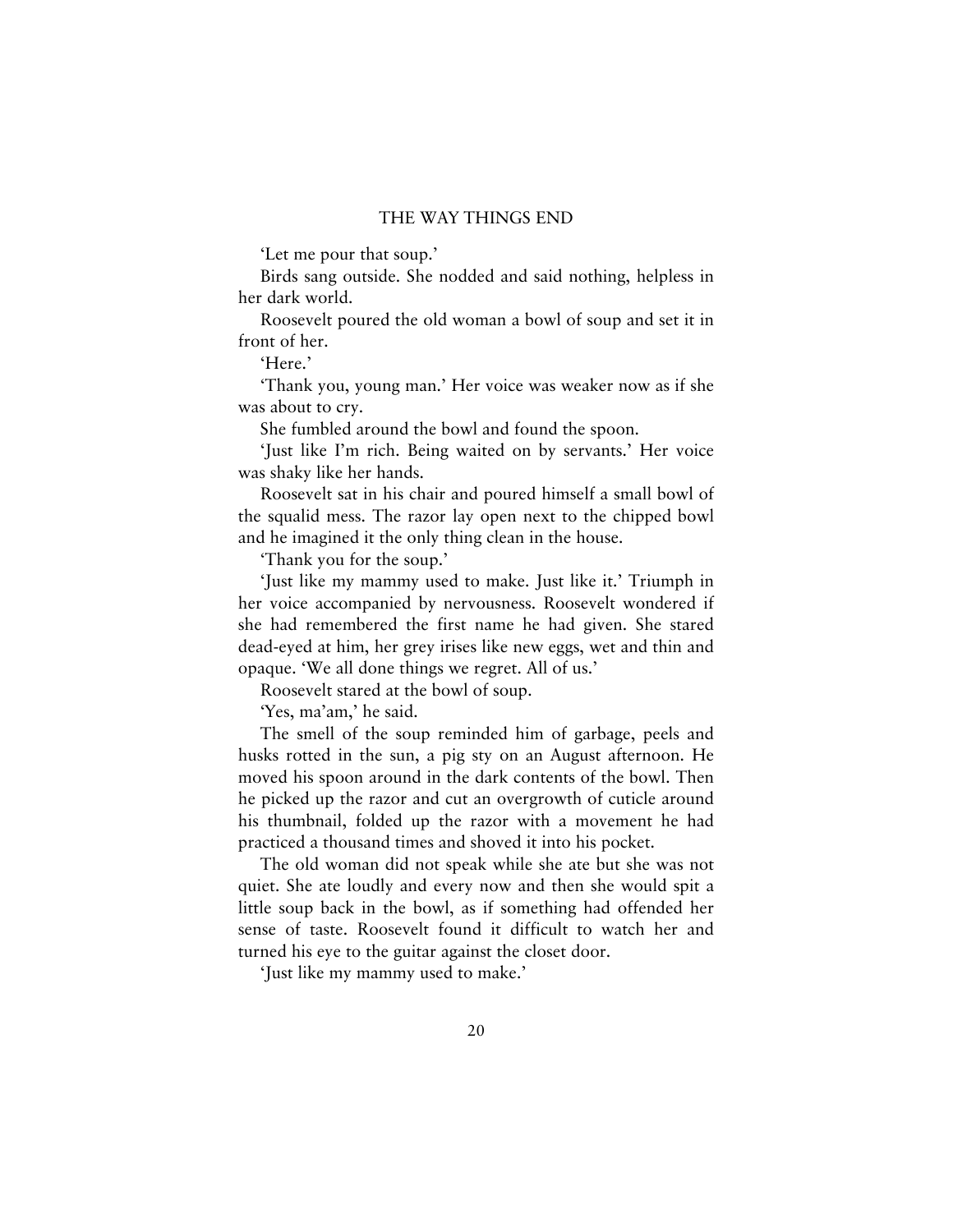'Let me pour that soup.'

Birds sang outside. She nodded and said nothing, helpless in her dark world.

Roosevelt poured the old woman a bowl of soup and set it in front of her.

'Here.'

'Thank you, young man.' Her voice was weaker now as if she was about to cry.

She fumbled around the bowl and found the spoon.

'Just like I'm rich. Being waited on by servants.' Her voice was shaky like her hands.

Roosevelt sat in his chair and poured himself a small bowl of the squalid mess. The razor lay open next to the chipped bowl and he imagined it the only thing clean in the house.

'Thank you for the soup.'

'Just like my mammy used to make. Just like it.' Triumph in her voice accompanied by nervousness. Roosevelt wondered if she had remembered the first name he had given. She stared dead-eyed at him, her grey irises like new eggs, wet and thin and opaque. 'We all done things we regret. All of us.'

Roosevelt stared at the bowl of soup.

'Yes, ma'am,' he said.

The smell of the soup reminded him of garbage, peels and husks rotted in the sun, a pig sty on an August afternoon. He moved his spoon around in the dark contents of the bowl. Then he picked up the razor and cut an overgrowth of cuticle around his thumbnail, folded up the razor with a movement he had practiced a thousand times and shoved it into his pocket.

The old woman did not speak while she ate but she was not quiet. She ate loudly and every now and then she would spit a little soup back in the bowl, as if something had offended her sense of taste. Roosevelt found it difficult to watch her and turned his eye to the guitar against the closet door.

'Just like my mammy used to make.'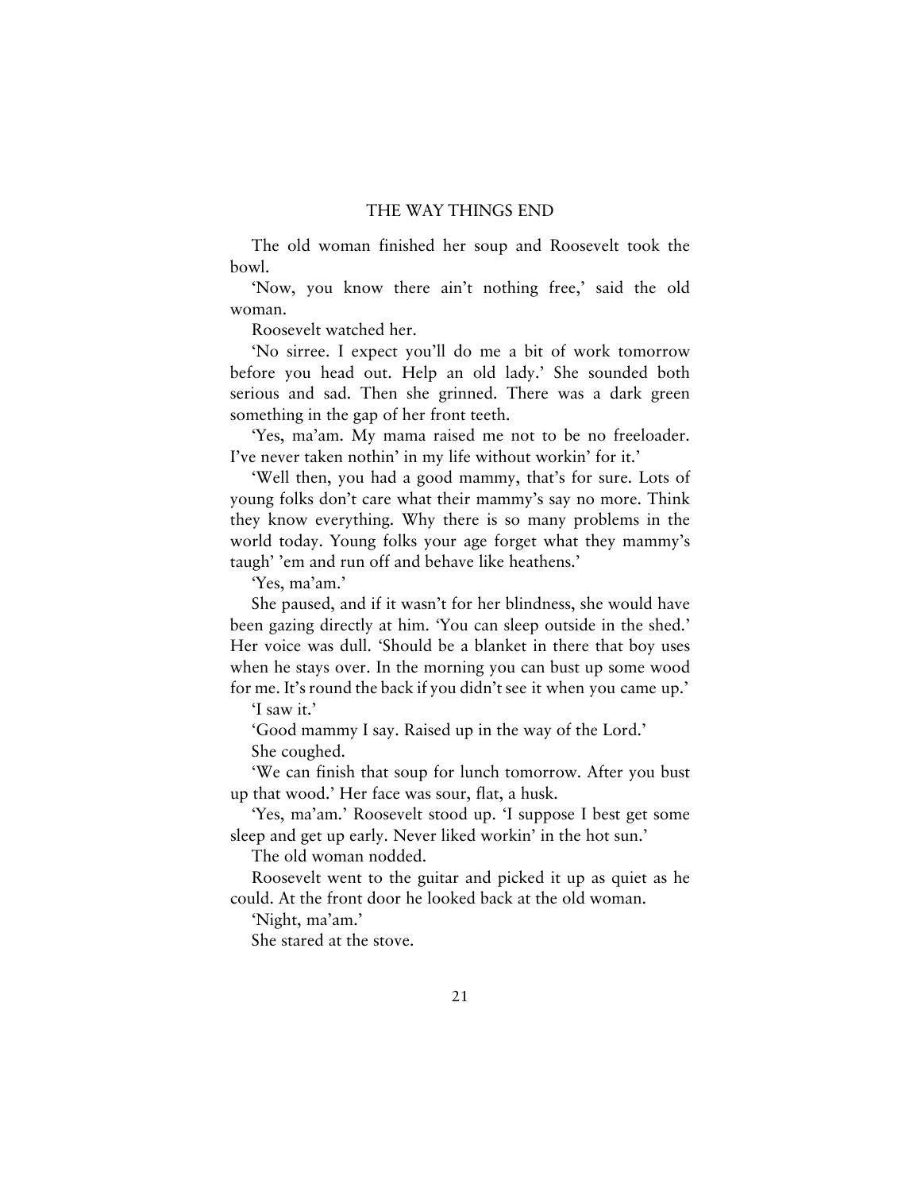The old woman finished her soup and Roosevelt took the bowl.

'Now, you know there ain't nothing free,' said the old woman.

Roosevelt watched her.

'No sirree. I expect you'll do me a bit of work tomorrow before you head out. Help an old lady.' She sounded both serious and sad. Then she grinned. There was a dark green something in the gap of her front teeth.

'Yes, ma'am. My mama raised me not to be no freeloader. I've never taken nothin' in my life without workin' for it.'

'Well then, you had a good mammy, that's for sure. Lots of young folks don't care what their mammy's say no more. Think they know everything. Why there is so many problems in the world today. Young folks your age forget what they mammy's taugh' 'em and run off and behave like heathens.'

'Yes, ma'am.'

She paused, and if it wasn't for her blindness, she would have been gazing directly at him. 'You can sleep outside in the shed.' Her voice was dull. 'Should be a blanket in there that boy uses when he stays over. In the morning you can bust up some wood for me. It's round the back if you didn't see it when you came up.'

'I saw it.'

'Good mammy I say. Raised up in the way of the Lord.'

She coughed.

'We can finish that soup for lunch tomorrow. After you bust up that wood.' Her face was sour, flat, a husk.

'Yes, ma'am.' Roosevelt stood up. 'I suppose I best get some sleep and get up early. Never liked workin' in the hot sun.'

The old woman nodded.

Roosevelt went to the guitar and picked it up as quiet as he could. At the front door he looked back at the old woman.

'Night, ma'am.'

She stared at the stove.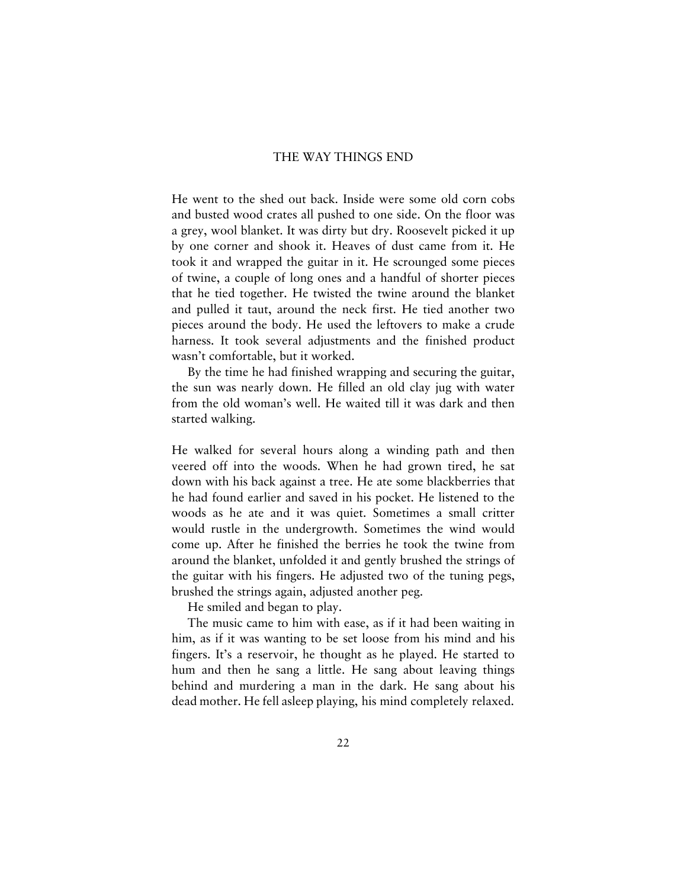He went to the shed out back. Inside were some old corn cobs and busted wood crates all pushed to one side. On the floor was a grey, wool blanket. It was dirty but dry. Roosevelt picked it up by one corner and shook it. Heaves of dust came from it. He took it and wrapped the guitar in it. He scrounged some pieces of twine, a couple of long ones and a handful of shorter pieces that he tied together. He twisted the twine around the blanket and pulled it taut, around the neck first. He tied another two pieces around the body. He used the leftovers to make a crude harness. It took several adjustments and the finished product wasn't comfortable, but it worked.

By the time he had finished wrapping and securing the guitar, the sun was nearly down. He filled an old clay jug with water from the old woman's well. He waited till it was dark and then started walking.

He walked for several hours along a winding path and then veered off into the woods. When he had grown tired, he sat down with his back against a tree. He ate some blackberries that he had found earlier and saved in his pocket. He listened to the woods as he ate and it was quiet. Sometimes a small critter would rustle in the undergrowth. Sometimes the wind would come up. After he finished the berries he took the twine from around the blanket, unfolded it and gently brushed the strings of the guitar with his fingers. He adjusted two of the tuning pegs, brushed the strings again, adjusted another peg.

He smiled and began to play.

The music came to him with ease, as if it had been waiting in him, as if it was wanting to be set loose from his mind and his fingers. It's a reservoir, he thought as he played. He started to hum and then he sang a little. He sang about leaving things behind and murdering a man in the dark. He sang about his dead mother. He fell asleep playing, his mind completely relaxed.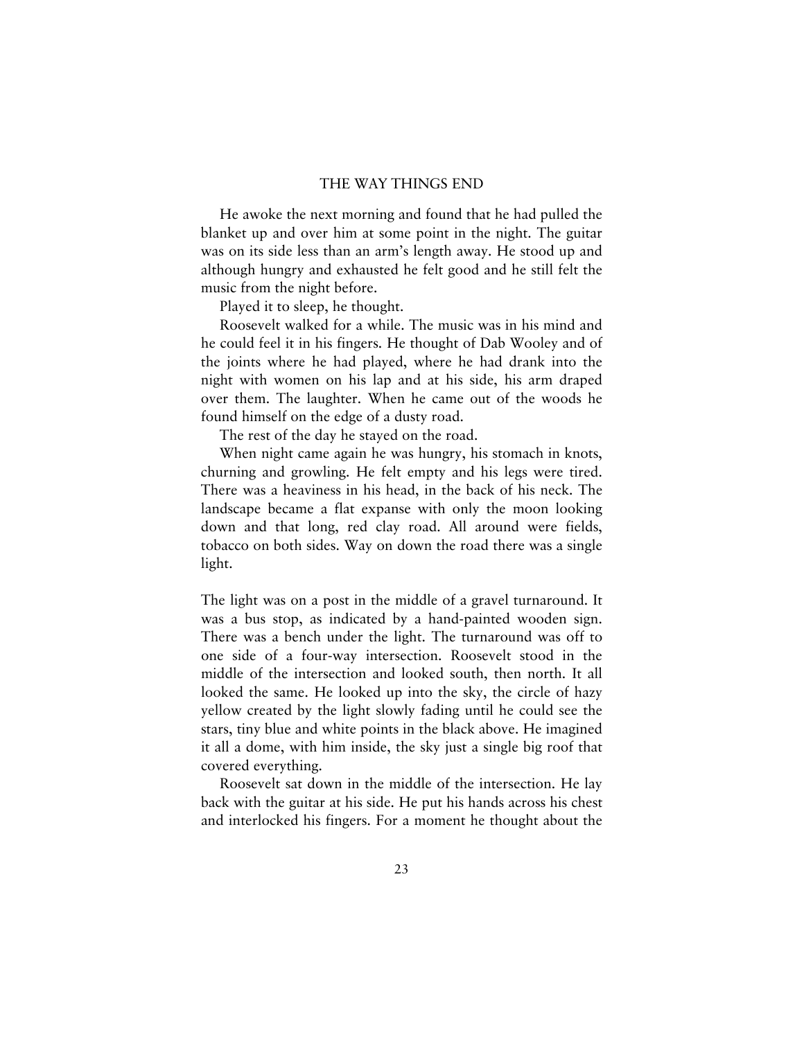He awoke the next morning and found that he had pulled the blanket up and over him at some point in the night. The guitar was on its side less than an arm's length away. He stood up and although hungry and exhausted he felt good and he still felt the music from the night before.

Played it to sleep, he thought.

Roosevelt walked for a while. The music was in his mind and he could feel it in his fingers. He thought of Dab Wooley and of the joints where he had played, where he had drank into the night with women on his lap and at his side, his arm draped over them. The laughter. When he came out of the woods he found himself on the edge of a dusty road.

The rest of the day he stayed on the road.

When night came again he was hungry, his stomach in knots, churning and growling. He felt empty and his legs were tired. There was a heaviness in his head, in the back of his neck. The landscape became a flat expanse with only the moon looking down and that long, red clay road. All around were fields, tobacco on both sides. Way on down the road there was a single light.

The light was on a post in the middle of a gravel turnaround. It was a bus stop, as indicated by a hand-painted wooden sign. There was a bench under the light. The turnaround was off to one side of a four-way intersection. Roosevelt stood in the middle of the intersection and looked south, then north. It all looked the same. He looked up into the sky, the circle of hazy yellow created by the light slowly fading until he could see the stars, tiny blue and white points in the black above. He imagined it all a dome, with him inside, the sky just a single big roof that covered everything.

Roosevelt sat down in the middle of the intersection. He lay back with the guitar at his side. He put his hands across his chest and interlocked his fingers. For a moment he thought about the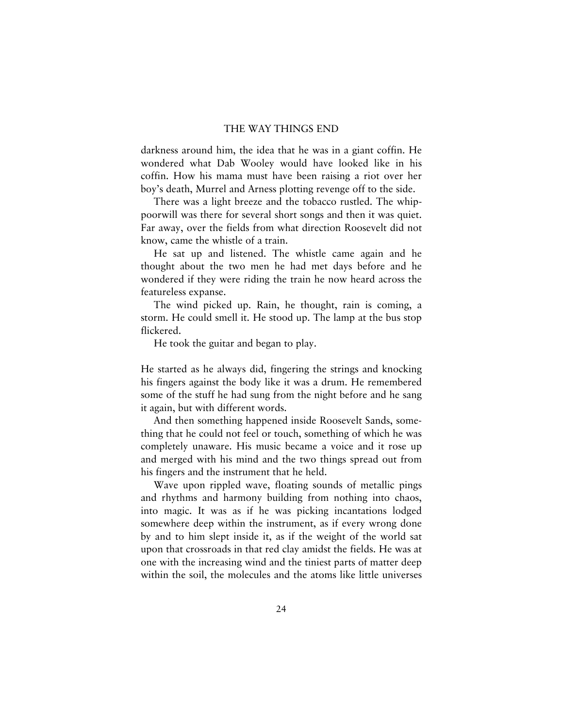darkness around him, the idea that he was in a giant coffin. He wondered what Dab Wooley would have looked like in his coffin. How his mama must have been raising a riot over her boy's death, Murrel and Arness plotting revenge off to the side.

There was a light breeze and the tobacco rustled. The whip-poorwill was there for several short songs and then it was quiet. Far away, over the fields from what direction Roosevelt did not know, came the whistle of a train.

He sat up and listened. The whistle came again and he thought about the two men he had met days before and he wondered if they were riding the train he now heard across the featureless expanse.

The wind picked up. Rain, he thought, rain is coming, a storm. He could smell it. He stood up. The lamp at the bus stop flickered.

He took the guitar and began to play.

He started as he always did, fingering the strings and knocking his fingers against the body like it was a drum. He remembered some of the stuff he had sung from the night before and he sang it again, but with different words.

And then something happened inside Roosevelt Sands, something that he could not feel or touch, something of which he was completely unaware. His music became a voice and it rose up and merged with his mind and the two things spread out from his fingers and the instrument that he held.

Wave upon rippled wave, floating sounds of metallic pings and rhythms and harmony building from nothing into chaos, into magic. It was as if he was picking incantations lodged somewhere deep within the instrument, as if every wrong done by and to him slept inside it, as if the weight of the world sat upon that crossroads in that red clay amidst the fields. He was at one with the increasing wind and the tiniest parts of matter deep within the soil, the molecules and the atoms like little universes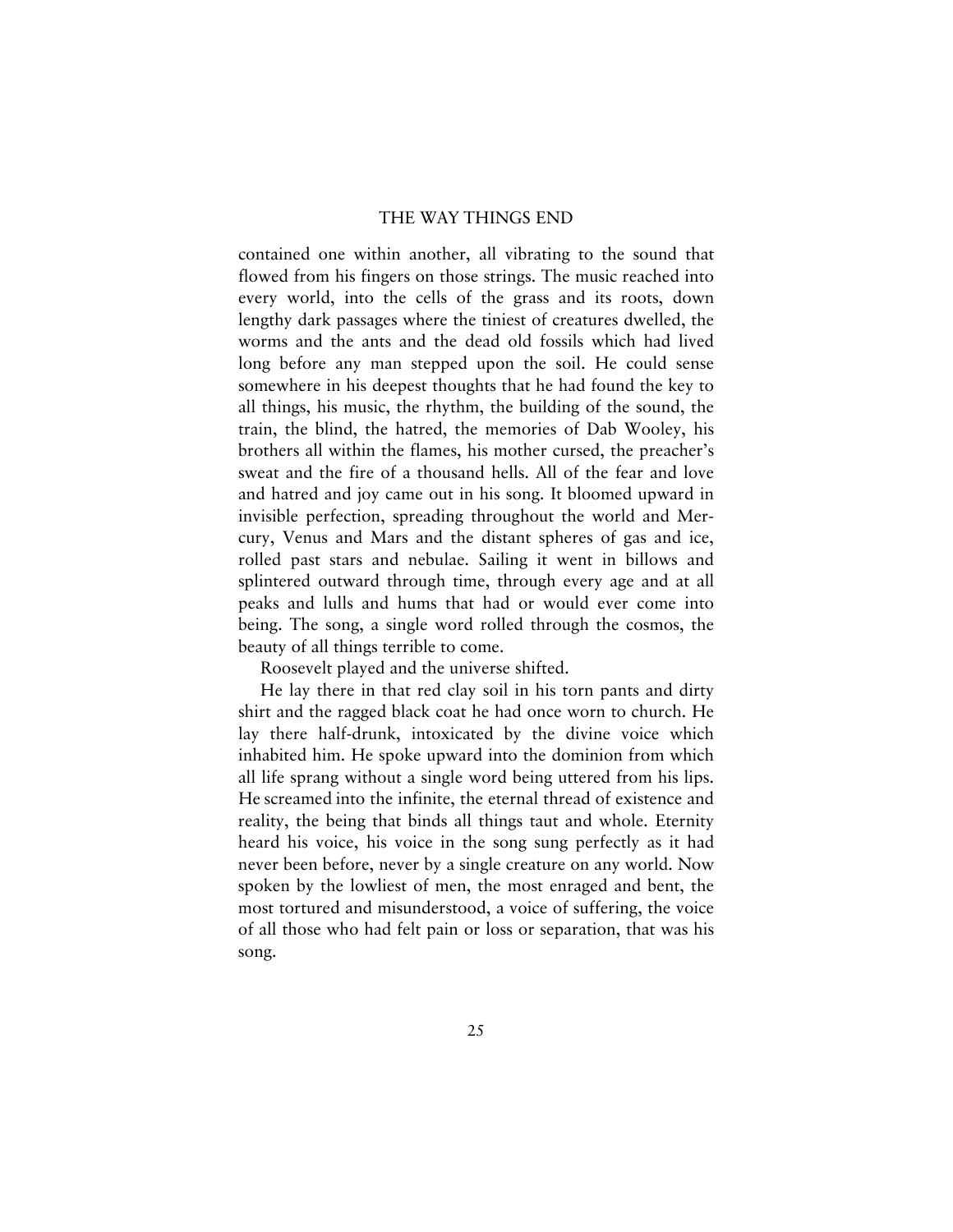contained one within another, all vibrating to the sound that flowed from his fingers on those strings. The music reached into every world, into the cells of the grass and its roots, down lengthy dark passages where the tiniest of creatures dwelled, the worms and the ants and the dead old fossils which had lived long before any man stepped upon the soil. He could sense somewhere in his deepest thoughts that he had found the key to all things, his music, the rhythm, the building of the sound, the train, the blind, the hatred, the memories of Dab Wooley, his brothers all within the flames, his mother cursed, the preacher's sweat and the fire of a thousand hells. All of the fear and love and hatred and joy came out in his song. It bloomed upward in invisible perfection, spreading throughout the world and Mercury, Venus and Mars and the distant spheres of gas and ice, rolled past stars and nebulae. Sailing it went in billows and splintered outward through time, through every age and at all peaks and lulls and hums that had or would ever come into being. The song, a single word rolled through the cosmos, the beauty of all things terrible to come.

Roosevelt played and the universe shifted.

He lay there in that red clay soil in his torn pants and dirty shirt and the ragged black coat he had once worn to church. He lay there half-drunk, intoxicated by the divine voice which inhabited him. He spoke upward into the dominion from which all life sprang without a single word being uttered from his lips. He screamed into the infinite, the eternal thread of existence and reality, the being that binds all things taut and whole. Eternity heard his voice, his voice in the song sung perfectly as it had never been before, never by a single creature on any world. Now spoken by the lowliest of men, the most enraged and bent, the most tortured and misunderstood, a voice of suffering, the voice of all those who had felt pain or loss or separation, that was his song.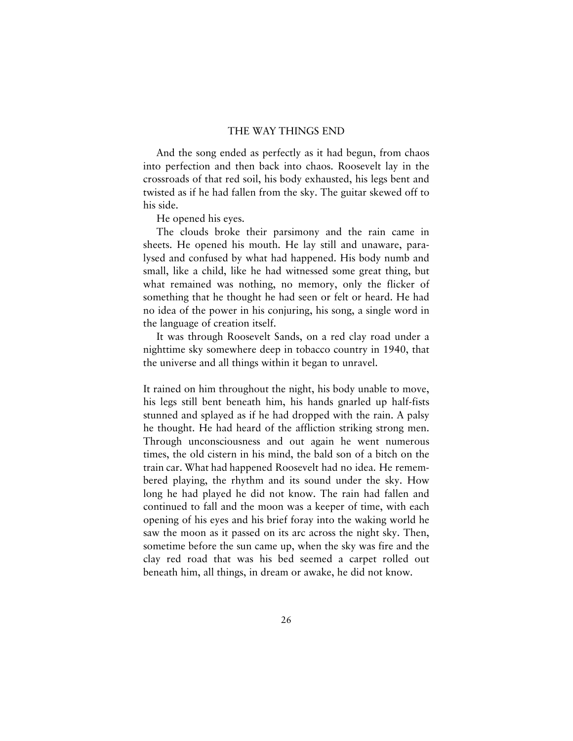## THE WAY THINGS END

And the song ended as perfectly as it had begun, from chaos into perfection and then back into chaos. Roosevelt lay in the crossroads of that red soil, his body exhausted, his legs bent and twisted as if he had fallen from the sky. The guitar skewed off to his side.

He opened his eyes.

The clouds broke their parsimony and the rain came in sheets. He opened his mouth. He lay still and unaware, paralysed and confused by what had happened. His body numb and small, like a child, like he had witnessed some great thing, but what remained was nothing, no memory, only the flicker of something that he thought he had seen or felt or heard. He had no idea of the power in his conjuring, his song, a single word in the language of creation itself.

It was through Roosevelt Sands, on a red clay road under a nighttime sky somewhere deep in tobacco country in 1940, that the universe and all things within it began to unravel.

It rained on him throughout the night, his body unable to move, his legs still bent beneath him, his hands gnarled up half-fists stunned and splayed as if he had dropped with the rain. A palsy he thought. He had heard of the affliction striking strong men. Through unconsciousness and out again he went numerous times, the old cistern in his mind, the bald son of a bitch on the train car. What had happened Roosevelt had no idea. He remembered playing, the rhythm and its sound under the sky. How long he had played he did not know. The rain had fallen and continued to fall and the moon was a keeper of time, with each opening of his eyes and his brief foray into the waking world he saw the moon as it passed on its arc across the night sky. Then, sometime before the sun came up, when the sky was fire and the clay red road that was his bed seemed a carpet rolled out beneath him, all things, in dream or awake, he did not know.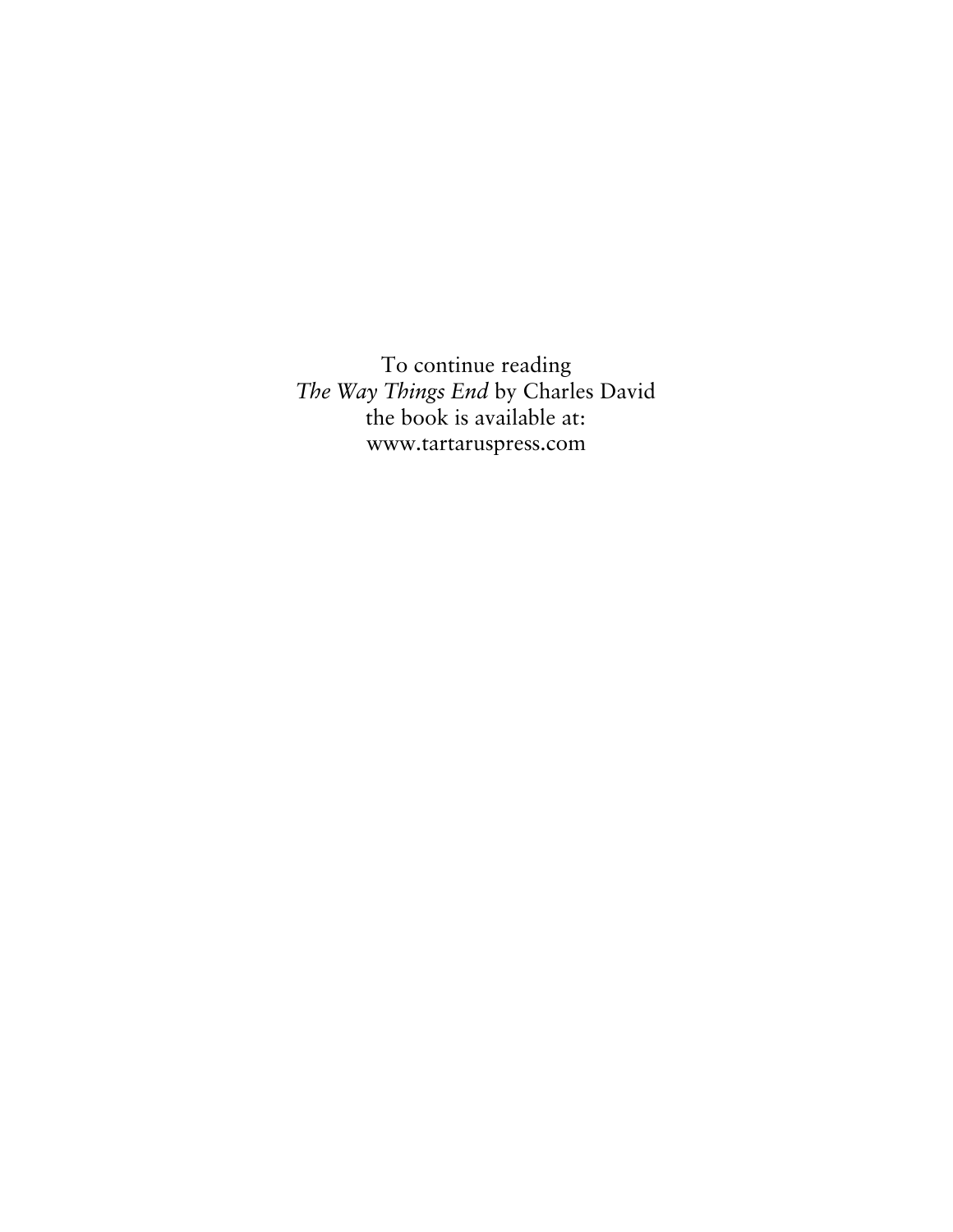To continue reading
*The Way Things End* by Charles David
the book is available at:
www.tartaruspress.com